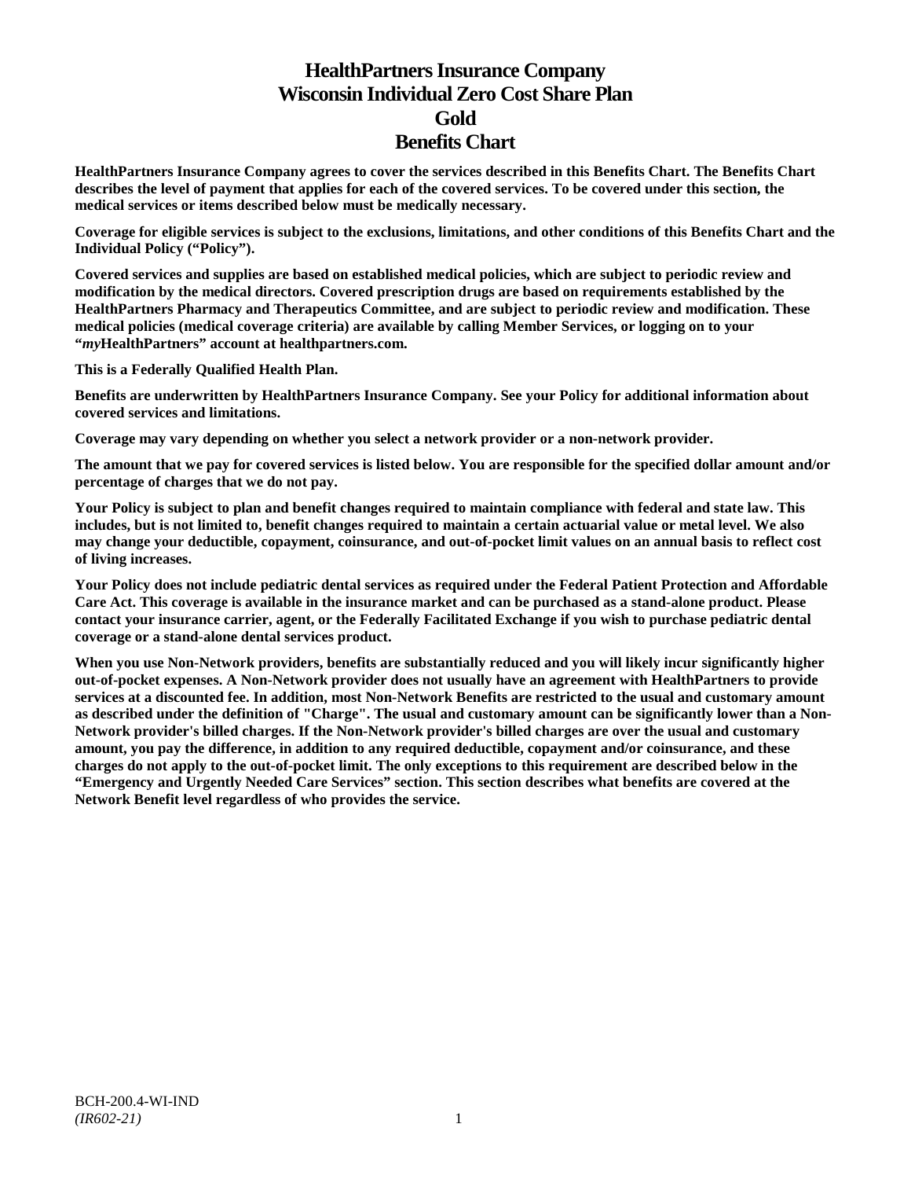# HealthPartners Insurance Company
# Wisconsin Individual Zero Cost Share Plan
# Gold
# Benefits Chart

**HealthPartners Insurance Company agrees to cover the services described in this Benefits Chart. The Benefits Chart describes the level of payment that applies for each of the covered services. To be covered under this section, the medical services or items described below must be medically necessary.**

**Coverage for eligible services is subject to the exclusions, limitations, and other conditions of this Benefits Chart and the Individual Policy ("Policy").**

**Covered services and supplies are based on established medical policies, which are subject to periodic review and modification by the medical directors. Covered prescription drugs are based on requirements established by the HealthPartners Pharmacy and Therapeutics Committee, and are subject to periodic review and modification. These medical policies (medical coverage criteria) are available by calling Member Services, or logging on to your "*my*HealthPartners" account at healthpartners.com.**

**This is a Federally Qualified Health Plan.**

**Benefits are underwritten by HealthPartners Insurance Company. See your Policy for additional information about covered services and limitations.**

**Coverage may vary depending on whether you select a network provider or a non-network provider.**

**The amount that we pay for covered services is listed below. You are responsible for the specified dollar amount and/or percentage of charges that we do not pay.**

**Your Policy is subject to plan and benefit changes required to maintain compliance with federal and state law. This includes, but is not limited to, benefit changes required to maintain a certain actuarial value or metal level. We also may change your deductible, copayment, coinsurance, and out-of-pocket limit values on an annual basis to reflect cost of living increases.**

**Your Policy does not include pediatric dental services as required under the Federal Patient Protection and Affordable Care Act. This coverage is available in the insurance market and can be purchased as a stand-alone product. Please contact your insurance carrier, agent, or the Federally Facilitated Exchange if you wish to purchase pediatric dental coverage or a stand-alone dental services product.**

**When you use Non-Network providers, benefits are substantially reduced and you will likely incur significantly higher out-of-pocket expenses. A Non-Network provider does not usually have an agreement with HealthPartners to provide services at a discounted fee. In addition, most Non-Network Benefits are restricted to the usual and customary amount as described under the definition of "Charge". The usual and customary amount can be significantly lower than a Non-Network provider's billed charges. If the Non-Network provider's billed charges are over the usual and customary amount, you pay the difference, in addition to any required deductible, copayment and/or coinsurance, and these charges do not apply to the out-of-pocket limit. The only exceptions to this requirement are described below in the "Emergency and Urgently Needed Care Services" section. This section describes what benefits are covered at the Network Benefit level regardless of who provides the service.**

BCH-200.4-WI-IND
*(IR602-21)*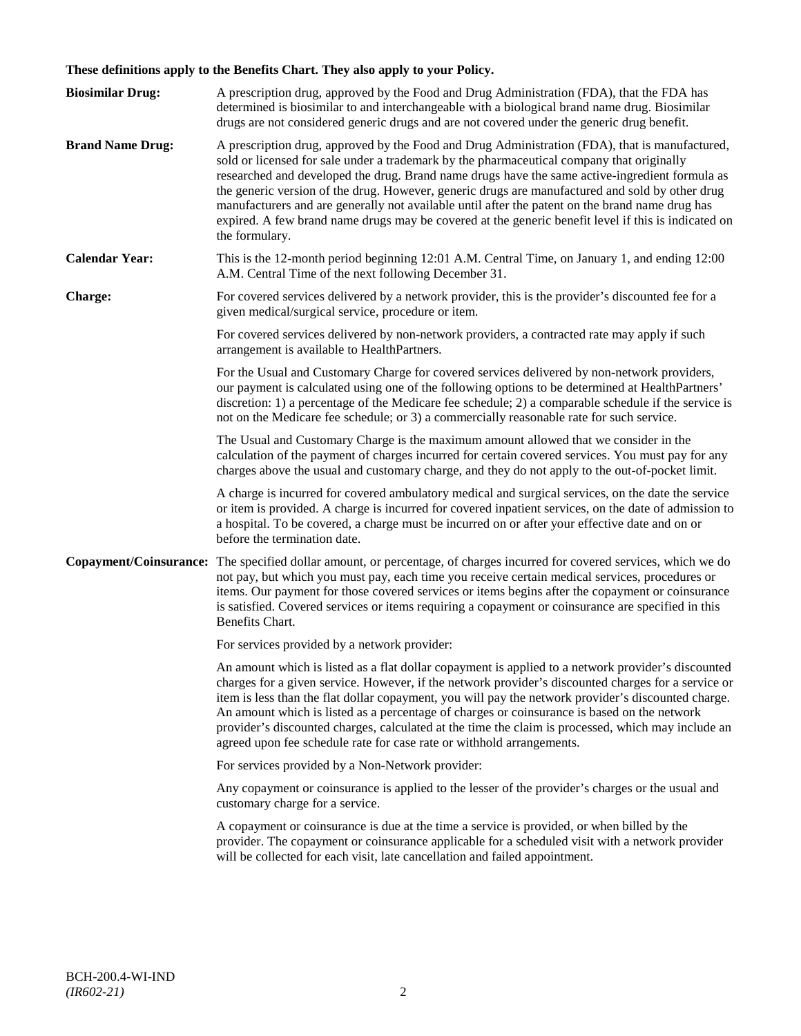**These definitions apply to the Benefits Chart. They also apply to your Policy.**

**Biosimilar Drug:** A prescription drug, approved by the Food and Drug Administration (FDA), that the FDA has determined is biosimilar to and interchangeable with a biological brand name drug. Biosimilar drugs are not considered generic drugs and are not covered under the generic drug benefit.

**Brand Name Drug:** A prescription drug, approved by the Food and Drug Administration (FDA), that is manufactured, sold or licensed for sale under a trademark by the pharmaceutical company that originally researched and developed the drug. Brand name drugs have the same active-ingredient formula as the generic version of the drug. However, generic drugs are manufactured and sold by other drug manufacturers and are generally not available until after the patent on the brand name drug has expired. A few brand name drugs may be covered at the generic benefit level if this is indicated on the formulary.

**Calendar Year:** This is the 12-month period beginning 12:01 A.M. Central Time, on January 1, and ending 12:00 A.M. Central Time of the next following December 31.

**Charge:** For covered services delivered by a network provider, this is the provider's discounted fee for a given medical/surgical service, procedure or item.

For covered services delivered by non-network providers, a contracted rate may apply if such arrangement is available to HealthPartners.

For the Usual and Customary Charge for covered services delivered by non-network providers, our payment is calculated using one of the following options to be determined at HealthPartners' discretion: 1) a percentage of the Medicare fee schedule; 2) a comparable schedule if the service is not on the Medicare fee schedule; or 3) a commercially reasonable rate for such service.

The Usual and Customary Charge is the maximum amount allowed that we consider in the calculation of the payment of charges incurred for certain covered services. You must pay for any charges above the usual and customary charge, and they do not apply to the out-of-pocket limit.

A charge is incurred for covered ambulatory medical and surgical services, on the date the service or item is provided. A charge is incurred for covered inpatient services, on the date of admission to a hospital. To be covered, a charge must be incurred on or after your effective date and on or before the termination date.

**Copayment/Coinsurance:** The specified dollar amount, or percentage, of charges incurred for covered services, which we do not pay, but which you must pay, each time you receive certain medical services, procedures or items. Our payment for those covered services or items begins after the copayment or coinsurance is satisfied. Covered services or items requiring a copayment or coinsurance are specified in this Benefits Chart.

For services provided by a network provider:

An amount which is listed as a flat dollar copayment is applied to a network provider's discounted charges for a given service. However, if the network provider's discounted charges for a service or item is less than the flat dollar copayment, you will pay the network provider's discounted charge. An amount which is listed as a percentage of charges or coinsurance is based on the network provider's discounted charges, calculated at the time the claim is processed, which may include an agreed upon fee schedule rate for case rate or withhold arrangements.

For services provided by a Non-Network provider:

Any copayment or coinsurance is applied to the lesser of the provider's charges or the usual and customary charge for a service.

A copayment or coinsurance is due at the time a service is provided, or when billed by the provider. The copayment or coinsurance applicable for a scheduled visit with a network provider will be collected for each visit, late cancellation and failed appointment.

BCH-200.4-WI-IND
*(IR602-21)*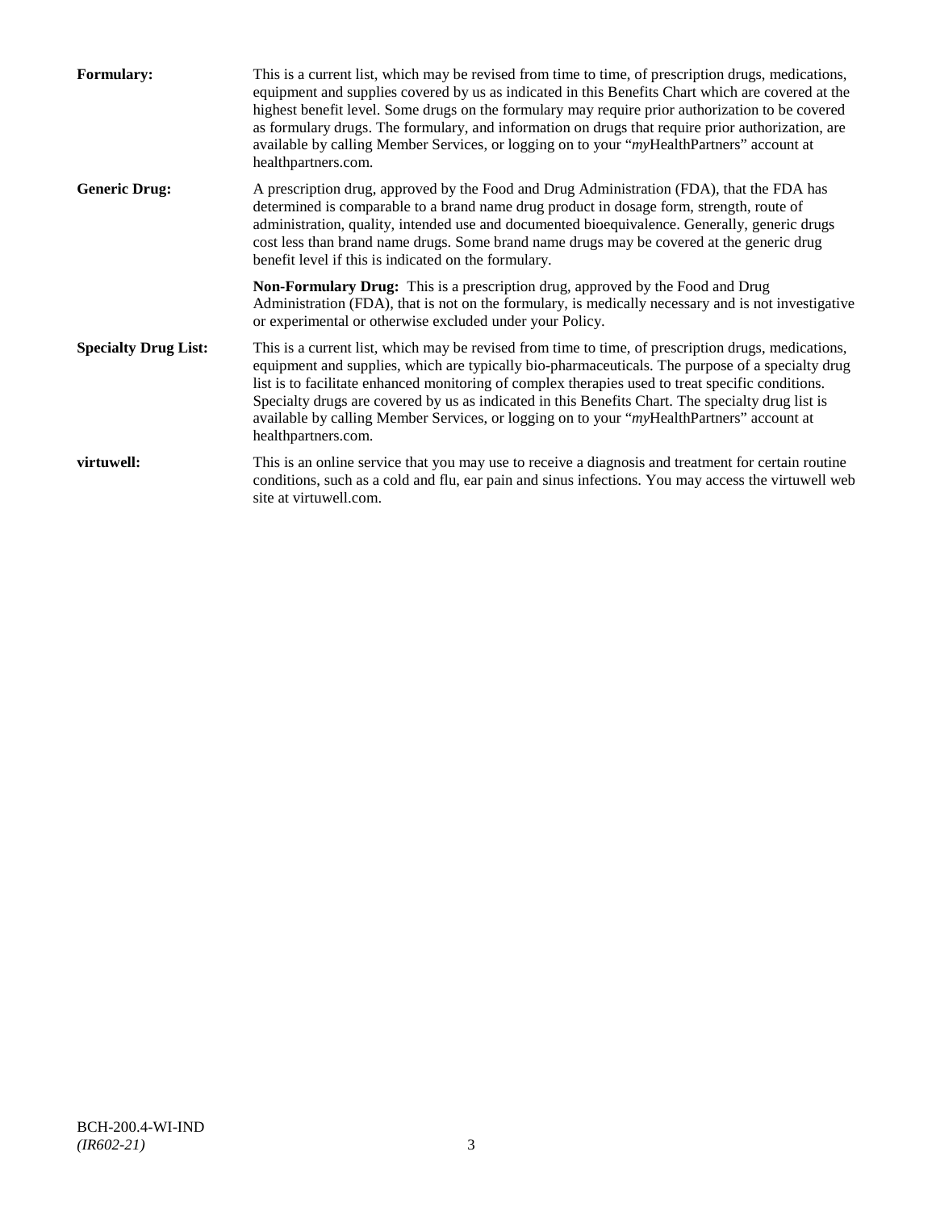**Formulary:** This is a current list, which may be revised from time to time, of prescription drugs, medications, equipment and supplies covered by us as indicated in this Benefits Chart which are covered at the highest benefit level. Some drugs on the formulary may require prior authorization to be covered as formulary drugs. The formulary, and information on drugs that require prior authorization, are available by calling Member Services, or logging on to your "*my*HealthPartners" account at healthpartners.com.

**Generic Drug:** A prescription drug, approved by the Food and Drug Administration (FDA), that the FDA has determined is comparable to a brand name drug product in dosage form, strength, route of administration, quality, intended use and documented bioequivalence. Generally, generic drugs cost less than brand name drugs. Some brand name drugs may be covered at the generic drug benefit level if this is indicated on the formulary.

**Non-Formulary Drug:** This is a prescription drug, approved by the Food and Drug Administration (FDA), that is not on the formulary, is medically necessary and is not investigative or experimental or otherwise excluded under your Policy.

**Specialty Drug List:** This is a current list, which may be revised from time to time, of prescription drugs, medications, equipment and supplies, which are typically bio-pharmaceuticals. The purpose of a specialty drug list is to facilitate enhanced monitoring of complex therapies used to treat specific conditions. Specialty drugs are covered by us as indicated in this Benefits Chart. The specialty drug list is available by calling Member Services, or logging on to your "*my*HealthPartners" account at healthpartners.com.

**virtuwell:** This is an online service that you may use to receive a diagnosis and treatment for certain routine conditions, such as a cold and flu, ear pain and sinus infections. You may access the virtuwell web site at virtuwell.com.

BCH-200.4-WI-IND
*(IR602-21)*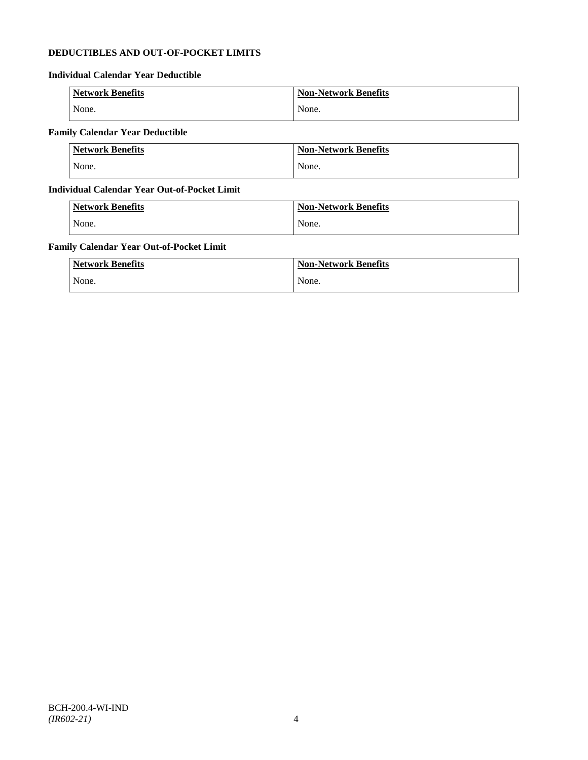**DEDUCTIBLES AND OUT-OF-POCKET LIMITS**

**Individual Calendar Year Deductible**

| Network Benefits | Non-Network Benefits |
|---|---|
| None. | None. |

**Family Calendar Year Deductible**

| Network Benefits | Non-Network Benefits |
|---|---|
| None. | None. |

**Individual Calendar Year Out-of-Pocket Limit**

| Network Benefits | Non-Network Benefits |
|---|---|
| None. | None. |

**Family Calendar Year Out-of-Pocket Limit**

| Network Benefits | Non-Network Benefits |
|---|---|
| None. | None. |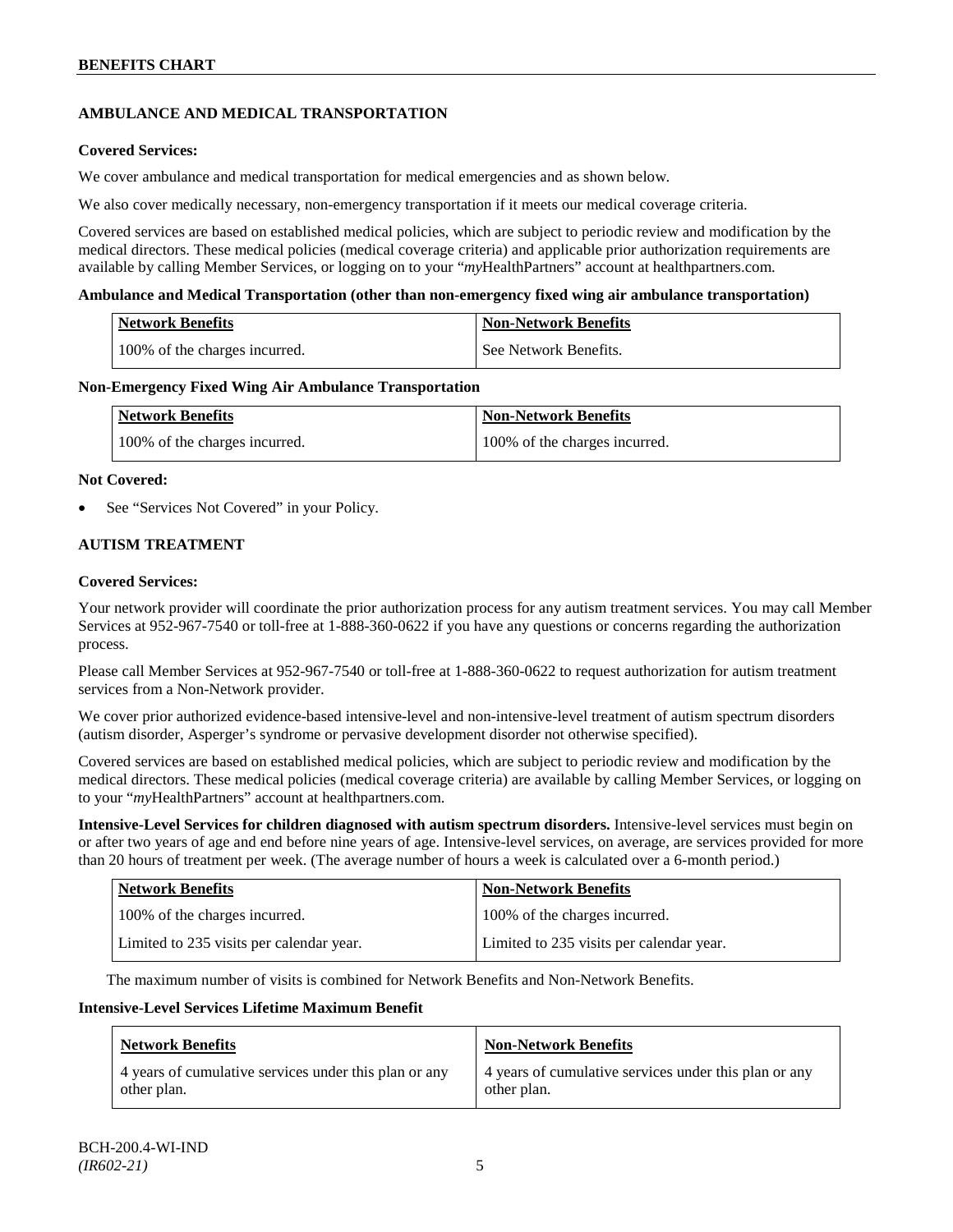## AMBULANCE AND MEDICAL TRANSPORTATION

**Covered Services:**

We cover ambulance and medical transportation for medical emergencies and as shown below.

We also cover medically necessary, non-emergency transportation if it meets our medical coverage criteria.

Covered services are based on established medical policies, which are subject to periodic review and modification by the medical directors. These medical policies (medical coverage criteria) and applicable prior authorization requirements are available by calling Member Services, or logging on to your "*my*HealthPartners" account at healthpartners.com.

**Ambulance and Medical Transportation (other than non-emergency fixed wing air ambulance transportation)**

| Network Benefits | Non-Network Benefits |
|---|---|
| 100% of the charges incurred. | See Network Benefits. |

**Non-Emergency Fixed Wing Air Ambulance Transportation**

| Network Benefits | Non-Network Benefits |
|---|---|
| 100% of the charges incurred. | 100% of the charges incurred. |

**Not Covered:**

- See "Services Not Covered" in your Policy.

## AUTISM TREATMENT

**Covered Services:**

Your network provider will coordinate the prior authorization process for any autism treatment services. You may call Member Services at 952-967-7540 or toll-free at 1-888-360-0622 if you have any questions or concerns regarding the authorization process.

Please call Member Services at 952-967-7540 or toll-free at 1-888-360-0622 to request authorization for autism treatment services from a Non-Network provider.

We cover prior authorized evidence-based intensive-level and non-intensive-level treatment of autism spectrum disorders (autism disorder, Asperger's syndrome or pervasive development disorder not otherwise specified).

Covered services are based on established medical policies, which are subject to periodic review and modification by the medical directors. These medical policies (medical coverage criteria) are available by calling Member Services, or logging on to your "*my*HealthPartners" account at healthpartners.com.

**Intensive-Level Services for children diagnosed with autism spectrum disorders.** Intensive-level services must begin on or after two years of age and end before nine years of age. Intensive-level services, on average, are services provided for more than 20 hours of treatment per week. (The average number of hours a week is calculated over a 6-month period.)

| Network Benefits | Non-Network Benefits |
|---|---|
| 100% of the charges incurred. | 100% of the charges incurred. |
| Limited to 235 visits per calendar year. | Limited to 235 visits per calendar year. |

The maximum number of visits is combined for Network Benefits and Non-Network Benefits.

**Intensive-Level Services Lifetime Maximum Benefit**

| Network Benefits | Non-Network Benefits |
|---|---|
| 4 years of cumulative services under this plan or any other plan. | 4 years of cumulative services under this plan or any other plan. |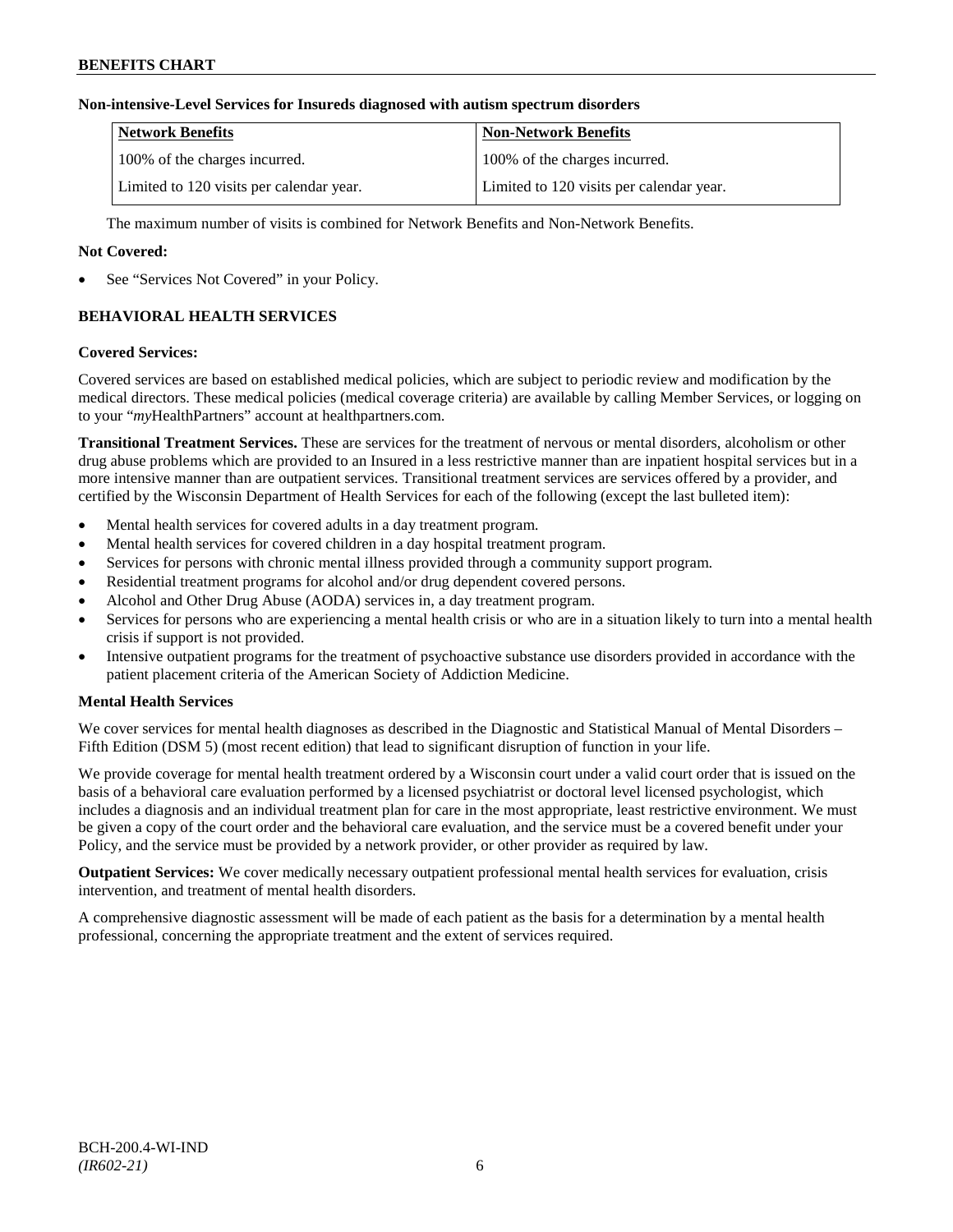**Non-intensive-Level Services for Insureds diagnosed with autism spectrum disorders**

| Network Benefits | Non-Network Benefits |
| --- | --- |
| 100% of the charges incurred. | 100% of the charges incurred. |
| Limited to 120 visits per calendar year. | Limited to 120 visits per calendar year. |

The maximum number of visits is combined for Network Benefits and Non-Network Benefits.

**Not Covered:**

- See "Services Not Covered" in your Policy.

## BEHAVIORAL HEALTH SERVICES

**Covered Services:**

Covered services are based on established medical policies, which are subject to periodic review and modification by the medical directors. These medical policies (medical coverage criteria) are available by calling Member Services, or logging on to your "*my*HealthPartners" account at healthpartners.com.

**Transitional Treatment Services.** These are services for the treatment of nervous or mental disorders, alcoholism or other drug abuse problems which are provided to an Insured in a less restrictive manner than are inpatient hospital services but in a more intensive manner than are outpatient services. Transitional treatment services are services offered by a provider, and certified by the Wisconsin Department of Health Services for each of the following (except the last bulleted item):

- Mental health services for covered adults in a day treatment program.
- Mental health services for covered children in a day hospital treatment program.
- Services for persons with chronic mental illness provided through a community support program.
- Residential treatment programs for alcohol and/or drug dependent covered persons.
- Alcohol and Other Drug Abuse (AODA) services in, a day treatment program.
- Services for persons who are experiencing a mental health crisis or who are in a situation likely to turn into a mental health crisis if support is not provided.
- Intensive outpatient programs for the treatment of psychoactive substance use disorders provided in accordance with the patient placement criteria of the American Society of Addiction Medicine.

**Mental Health Services**

We cover services for mental health diagnoses as described in the Diagnostic and Statistical Manual of Mental Disorders – Fifth Edition (DSM 5) (most recent edition) that lead to significant disruption of function in your life.

We provide coverage for mental health treatment ordered by a Wisconsin court under a valid court order that is issued on the basis of a behavioral care evaluation performed by a licensed psychiatrist or doctoral level licensed psychologist, which includes a diagnosis and an individual treatment plan for care in the most appropriate, least restrictive environment. We must be given a copy of the court order and the behavioral care evaluation, and the service must be a covered benefit under your Policy, and the service must be provided by a network provider, or other provider as required by law.

**Outpatient Services:** We cover medically necessary outpatient professional mental health services for evaluation, crisis intervention, and treatment of mental health disorders.

A comprehensive diagnostic assessment will be made of each patient as the basis for a determination by a mental health professional, concerning the appropriate treatment and the extent of services required.

BCH-200.4-WI-IND
*(IR602-21)*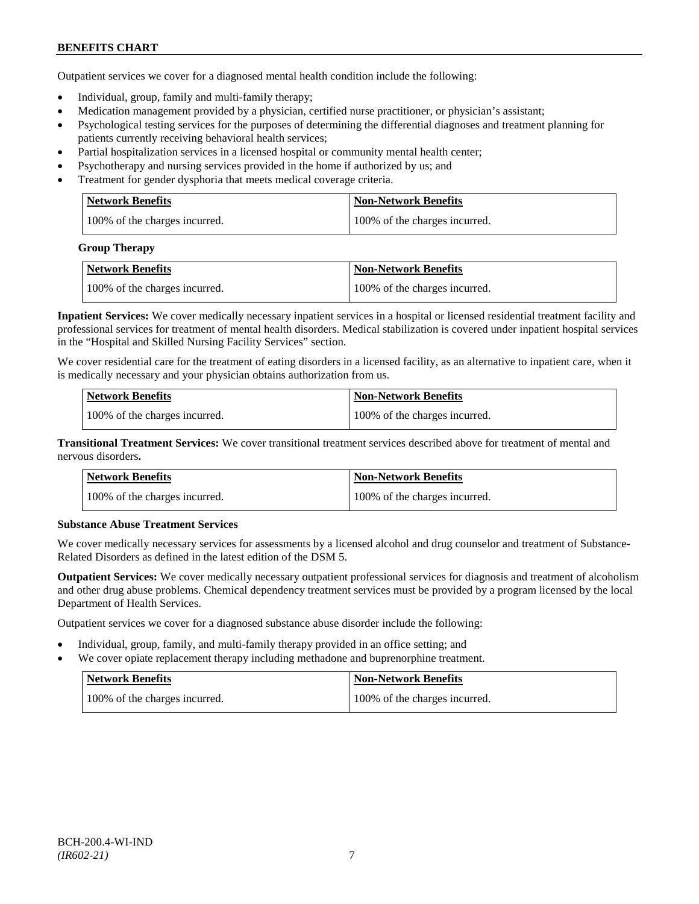Outpatient services we cover for a diagnosed mental health condition include the following:

- Individual, group, family and multi-family therapy;
- Medication management provided by a physician, certified nurse practitioner, or physician's assistant;
- Psychological testing services for the purposes of determining the differential diagnoses and treatment planning for patients currently receiving behavioral health services;
- Partial hospitalization services in a licensed hospital or community mental health center;
- Psychotherapy and nursing services provided in the home if authorized by us; and
- Treatment for gender dysphoria that meets medical coverage criteria.

| Network Benefits | Non-Network Benefits |
| --- | --- |
| 100% of the charges incurred. | 100% of the charges incurred. |

**Group Therapy**

| Network Benefits | Non-Network Benefits |
| --- | --- |
| 100% of the charges incurred. | 100% of the charges incurred. |

**Inpatient Services:** We cover medically necessary inpatient services in a hospital or licensed residential treatment facility and professional services for treatment of mental health disorders. Medical stabilization is covered under inpatient hospital services in the "Hospital and Skilled Nursing Facility Services" section.

We cover residential care for the treatment of eating disorders in a licensed facility, as an alternative to inpatient care, when it is medically necessary and your physician obtains authorization from us.

| Network Benefits | Non-Network Benefits |
| --- | --- |
| 100% of the charges incurred. | 100% of the charges incurred. |

**Transitional Treatment Services:** We cover transitional treatment services described above for treatment of mental and nervous disorders**.**

| Network Benefits | Non-Network Benefits |
| --- | --- |
| 100% of the charges incurred. | 100% of the charges incurred. |

**Substance Abuse Treatment Services**

We cover medically necessary services for assessments by a licensed alcohol and drug counselor and treatment of Substance-Related Disorders as defined in the latest edition of the DSM 5.

**Outpatient Services:** We cover medically necessary outpatient professional services for diagnosis and treatment of alcoholism and other drug abuse problems. Chemical dependency treatment services must be provided by a program licensed by the local Department of Health Services.

Outpatient services we cover for a diagnosed substance abuse disorder include the following:

- Individual, group, family, and multi-family therapy provided in an office setting; and
- We cover opiate replacement therapy including methadone and buprenorphine treatment.

| Network Benefits | Non-Network Benefits |
| --- | --- |
| 100% of the charges incurred. | 100% of the charges incurred. |

BCH-200.4-WI-IND
*(IR602-21)*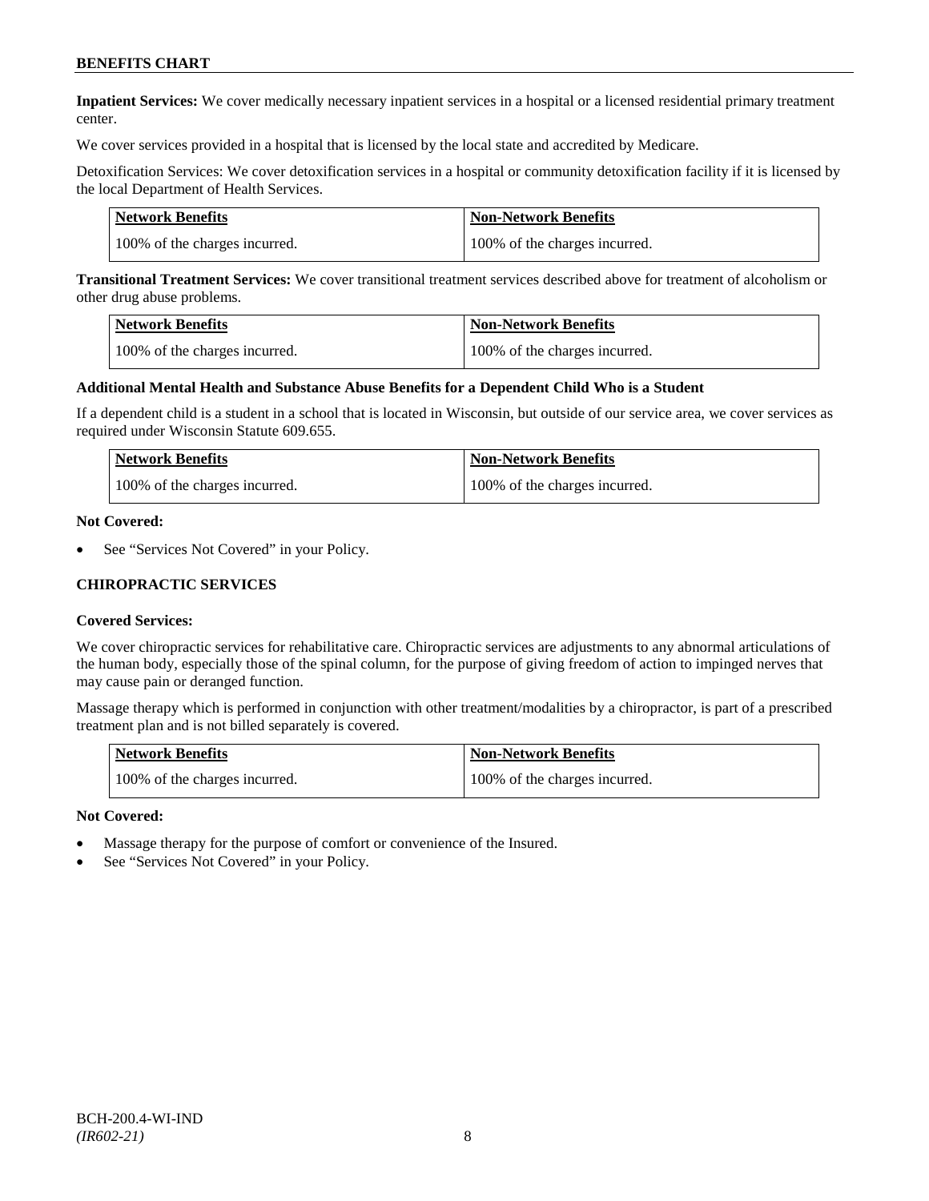**Inpatient Services:** We cover medically necessary inpatient services in a hospital or a licensed residential primary treatment center.

We cover services provided in a hospital that is licensed by the local state and accredited by Medicare.

Detoxification Services: We cover detoxification services in a hospital or community detoxification facility if it is licensed by the local Department of Health Services.

| Network Benefits | Non-Network Benefits |
| --- | --- |
| 100% of the charges incurred. | 100% of the charges incurred. |

**Transitional Treatment Services:** We cover transitional treatment services described above for treatment of alcoholism or other drug abuse problems.

| Network Benefits | Non-Network Benefits |
| --- | --- |
| 100% of the charges incurred. | 100% of the charges incurred. |

**Additional Mental Health and Substance Abuse Benefits for a Dependent Child Who is a Student**

If a dependent child is a student in a school that is located in Wisconsin, but outside of our service area, we cover services as required under Wisconsin Statute 609.655.

| Network Benefits | Non-Network Benefits |
| --- | --- |
| 100% of the charges incurred. | 100% of the charges incurred. |

**Not Covered:**

- See "Services Not Covered" in your Policy.

## CHIROPRACTIC SERVICES

**Covered Services:**

We cover chiropractic services for rehabilitative care. Chiropractic services are adjustments to any abnormal articulations of the human body, especially those of the spinal column, for the purpose of giving freedom of action to impinged nerves that may cause pain or deranged function.

Massage therapy which is performed in conjunction with other treatment/modalities by a chiropractor, is part of a prescribed treatment plan and is not billed separately is covered.

| Network Benefits | Non-Network Benefits |
| --- | --- |
| 100% of the charges incurred. | 100% of the charges incurred. |

**Not Covered:**

- Massage therapy for the purpose of comfort or convenience of the Insured.
- See "Services Not Covered" in your Policy.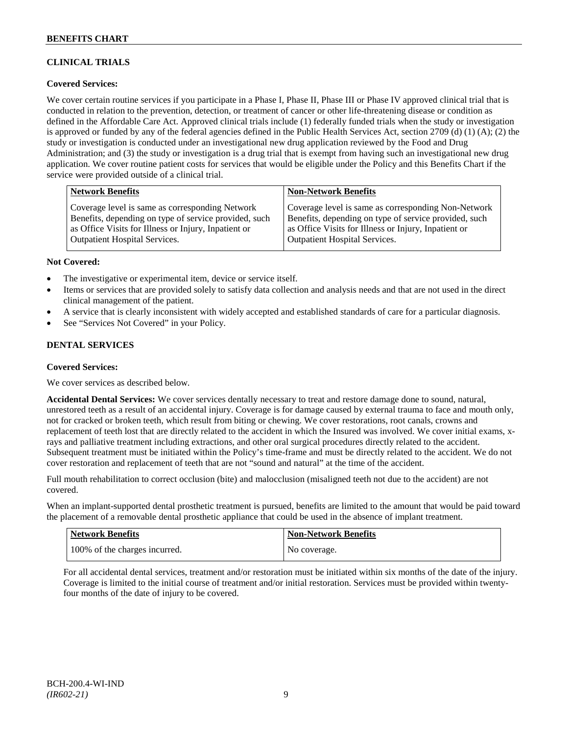## CLINICAL TRIALS

### Covered Services:

We cover certain routine services if you participate in a Phase I, Phase II, Phase III or Phase IV approved clinical trial that is conducted in relation to the prevention, detection, or treatment of cancer or other life-threatening disease or condition as defined in the Affordable Care Act. Approved clinical trials include (1) federally funded trials when the study or investigation is approved or funded by any of the federal agencies defined in the Public Health Services Act, section 2709 (d) (1) (A); (2) the study or investigation is conducted under an investigational new drug application reviewed by the Food and Drug Administration; and (3) the study or investigation is a drug trial that is exempt from having such an investigational new drug application. We cover routine patient costs for services that would be eligible under the Policy and this Benefits Chart if the service were provided outside of a clinical trial.

| Network Benefits | Non-Network Benefits |
|---|---|
| Coverage level is same as corresponding Network Benefits, depending on type of service provided, such as Office Visits for Illness or Injury, Inpatient or Outpatient Hospital Services. | Coverage level is same as corresponding Non-Network Benefits, depending on type of service provided, such as Office Visits for Illness or Injury, Inpatient or Outpatient Hospital Services. |

### Not Covered:

- The investigative or experimental item, device or service itself.
- Items or services that are provided solely to satisfy data collection and analysis needs and that are not used in the direct clinical management of the patient.
- A service that is clearly inconsistent with widely accepted and established standards of care for a particular diagnosis.
- See "Services Not Covered" in your Policy.

## DENTAL SERVICES

### Covered Services:

We cover services as described below.

**Accidental Dental Services:** We cover services dentally necessary to treat and restore damage done to sound, natural, unrestored teeth as a result of an accidental injury. Coverage is for damage caused by external trauma to face and mouth only, not for cracked or broken teeth, which result from biting or chewing. We cover restorations, root canals, crowns and replacement of teeth lost that are directly related to the accident in which the Insured was involved. We cover initial exams, x-rays and palliative treatment including extractions, and other oral surgical procedures directly related to the accident. Subsequent treatment must be initiated within the Policy's time-frame and must be directly related to the accident. We do not cover restoration and replacement of teeth that are not "sound and natural" at the time of the accident.

Full mouth rehabilitation to correct occlusion (bite) and malocclusion (misaligned teeth not due to the accident) are not covered.

When an implant-supported dental prosthetic treatment is pursued, benefits are limited to the amount that would be paid toward the placement of a removable dental prosthetic appliance that could be used in the absence of implant treatment.

| Network Benefits | Non-Network Benefits |
|---|---|
| 100% of the charges incurred. | No coverage. |

For all accidental dental services, treatment and/or restoration must be initiated within six months of the date of the injury. Coverage is limited to the initial course of treatment and/or initial restoration. Services must be provided within twenty-four months of the date of injury to be covered.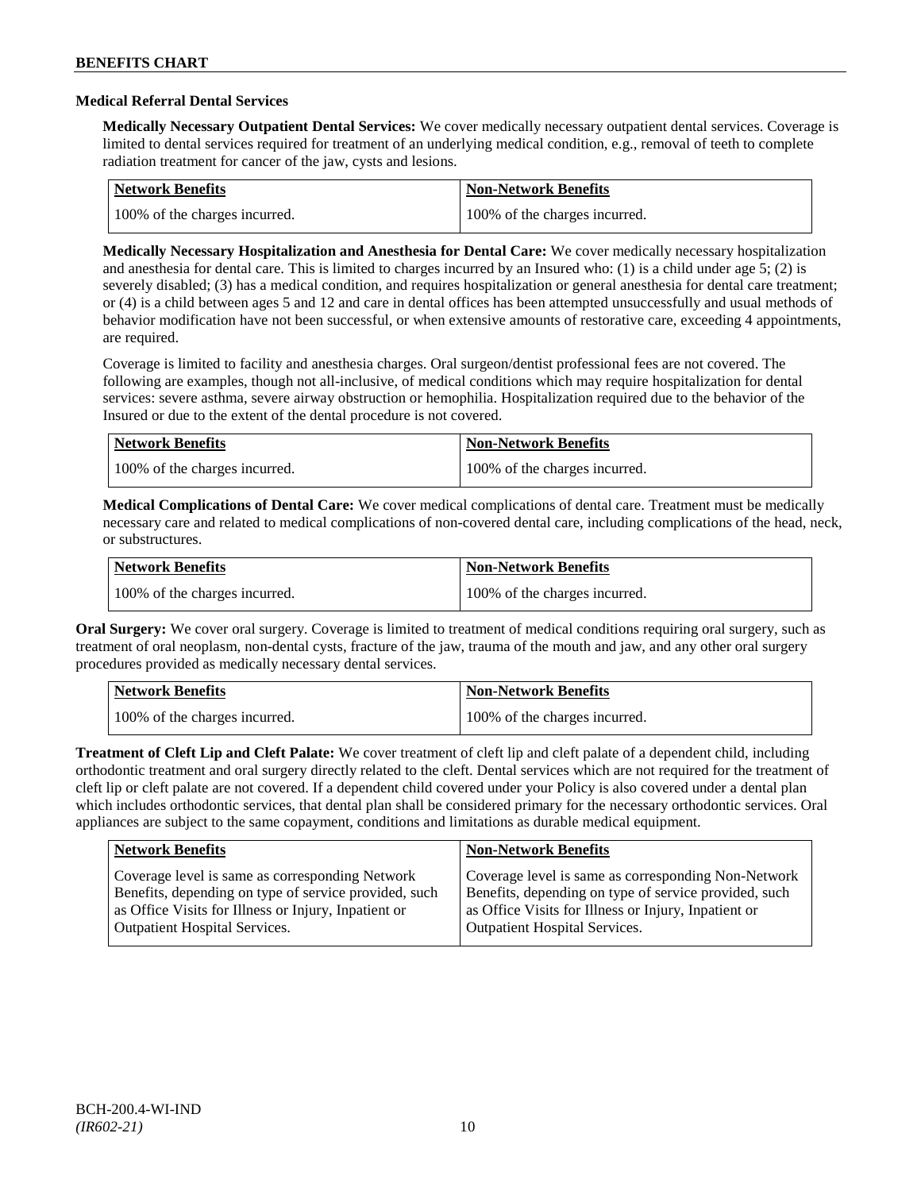### Medical Referral Dental Services

**Medically Necessary Outpatient Dental Services:** We cover medically necessary outpatient dental services. Coverage is limited to dental services required for treatment of an underlying medical condition, e.g., removal of teeth to complete radiation treatment for cancer of the jaw, cysts and lesions.

| Network Benefits | Non-Network Benefits |
|---|---|
| 100% of the charges incurred. | 100% of the charges incurred. |

**Medically Necessary Hospitalization and Anesthesia for Dental Care:** We cover medically necessary hospitalization and anesthesia for dental care. This is limited to charges incurred by an Insured who: (1) is a child under age 5; (2) is severely disabled; (3) has a medical condition, and requires hospitalization or general anesthesia for dental care treatment; or (4) is a child between ages 5 and 12 and care in dental offices has been attempted unsuccessfully and usual methods of behavior modification have not been successful, or when extensive amounts of restorative care, exceeding 4 appointments, are required.

Coverage is limited to facility and anesthesia charges. Oral surgeon/dentist professional fees are not covered. The following are examples, though not all-inclusive, of medical conditions which may require hospitalization for dental services: severe asthma, severe airway obstruction or hemophilia. Hospitalization required due to the behavior of the Insured or due to the extent of the dental procedure is not covered.

| Network Benefits | Non-Network Benefits |
|---|---|
| 100% of the charges incurred. | 100% of the charges incurred. |

**Medical Complications of Dental Care:** We cover medical complications of dental care. Treatment must be medically necessary care and related to medical complications of non-covered dental care, including complications of the head, neck, or substructures.

| Network Benefits | Non-Network Benefits |
|---|---|
| 100% of the charges incurred. | 100% of the charges incurred. |

**Oral Surgery:** We cover oral surgery. Coverage is limited to treatment of medical conditions requiring oral surgery, such as treatment of oral neoplasm, non-dental cysts, fracture of the jaw, trauma of the mouth and jaw, and any other oral surgery procedures provided as medically necessary dental services.

| Network Benefits | Non-Network Benefits |
|---|---|
| 100% of the charges incurred. | 100% of the charges incurred. |

**Treatment of Cleft Lip and Cleft Palate:** We cover treatment of cleft lip and cleft palate of a dependent child, including orthodontic treatment and oral surgery directly related to the cleft. Dental services which are not required for the treatment of cleft lip or cleft palate are not covered. If a dependent child covered under your Policy is also covered under a dental plan which includes orthodontic services, that dental plan shall be considered primary for the necessary orthodontic services. Oral appliances are subject to the same copayment, conditions and limitations as durable medical equipment.

| Network Benefits | Non-Network Benefits |
|---|---|
| Coverage level is same as corresponding Network Benefits, depending on type of service provided, such as Office Visits for Illness or Injury, Inpatient or Outpatient Hospital Services. | Coverage level is same as corresponding Non-Network Benefits, depending on type of service provided, such as Office Visits for Illness or Injury, Inpatient or Outpatient Hospital Services. |

BCH-200.4-WI-IND
*(IR602-21)*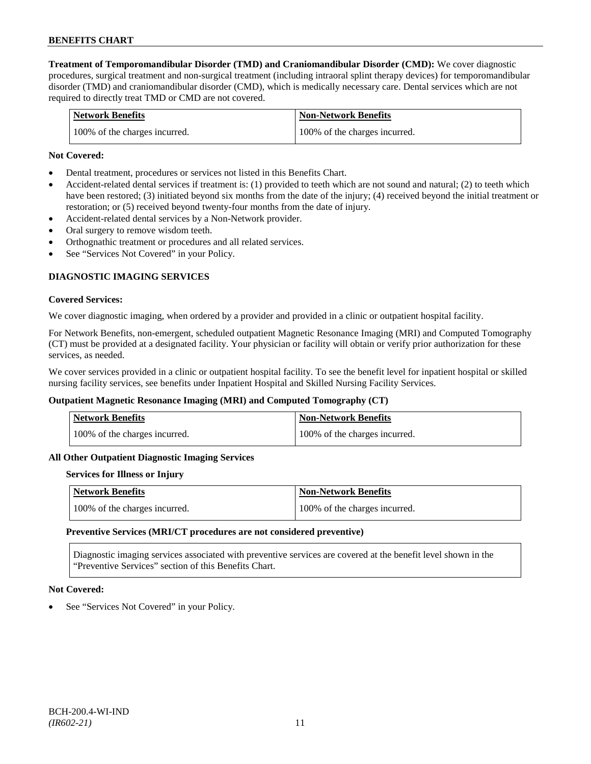**Treatment of Temporomandibular Disorder (TMD) and Craniomandibular Disorder (CMD):** We cover diagnostic procedures, surgical treatment and non-surgical treatment (including intraoral splint therapy devices) for temporomandibular disorder (TMD) and craniomandibular disorder (CMD), which is medically necessary care. Dental services which are not required to directly treat TMD or CMD are not covered.

| Network Benefits | Non-Network Benefits |
| --- | --- |
| 100% of the charges incurred. | 100% of the charges incurred. |

**Not Covered:**

- Dental treatment, procedures or services not listed in this Benefits Chart.
- Accident-related dental services if treatment is: (1) provided to teeth which are not sound and natural; (2) to teeth which have been restored; (3) initiated beyond six months from the date of the injury; (4) received beyond the initial treatment or restoration; or (5) received beyond twenty-four months from the date of injury.
- Accident-related dental services by a Non-Network provider.
- Oral surgery to remove wisdom teeth.
- Orthognathic treatment or procedures and all related services.
- See "Services Not Covered" in your Policy.

## DIAGNOSTIC IMAGING SERVICES

**Covered Services:**

We cover diagnostic imaging, when ordered by a provider and provided in a clinic or outpatient hospital facility.

For Network Benefits, non-emergent, scheduled outpatient Magnetic Resonance Imaging (MRI) and Computed Tomography (CT) must be provided at a designated facility. Your physician or facility will obtain or verify prior authorization for these services, as needed.

We cover services provided in a clinic or outpatient hospital facility. To see the benefit level for inpatient hospital or skilled nursing facility services, see benefits under Inpatient Hospital and Skilled Nursing Facility Services.

**Outpatient Magnetic Resonance Imaging (MRI) and Computed Tomography (CT)**

| Network Benefits | Non-Network Benefits |
| --- | --- |
| 100% of the charges incurred. | 100% of the charges incurred. |

**All Other Outpatient Diagnostic Imaging Services**

**Services for Illness or Injury**

| Network Benefits | Non-Network Benefits |
| --- | --- |
| 100% of the charges incurred. | 100% of the charges incurred. |

**Preventive Services (MRI/CT procedures are not considered preventive)**

| Diagnostic imaging services associated with preventive services are covered at the benefit level shown in the "Preventive Services" section of this Benefits Chart. |
| --- |

**Not Covered:**

- See "Services Not Covered" in your Policy.

BCH-200.4-WI-IND
*(IR602-21)*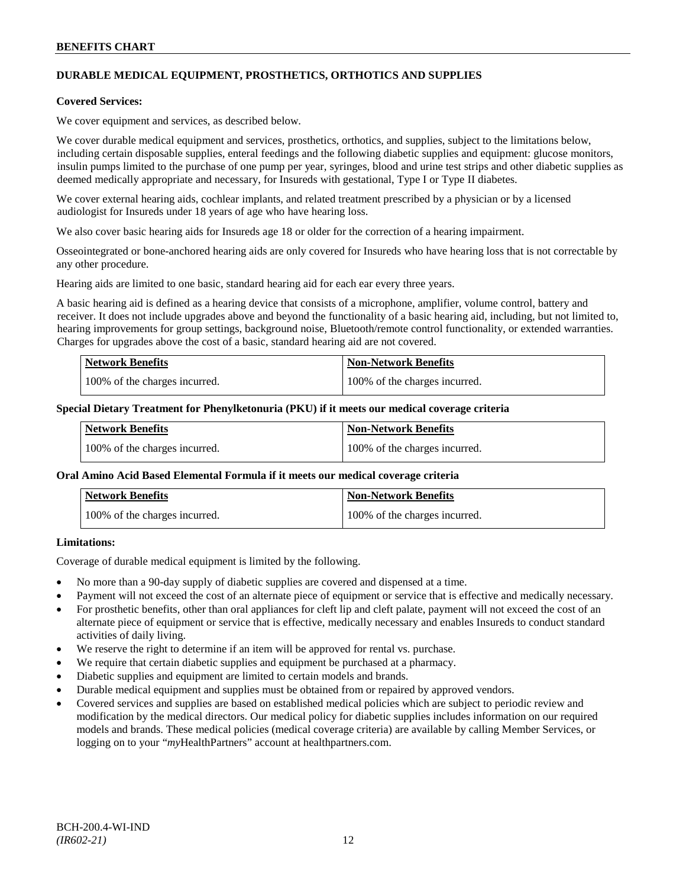## DURABLE MEDICAL EQUIPMENT, PROSTHETICS, ORTHOTICS AND SUPPLIES

**Covered Services:**

We cover equipment and services, as described below.

We cover durable medical equipment and services, prosthetics, orthotics, and supplies, subject to the limitations below, including certain disposable supplies, enteral feedings and the following diabetic supplies and equipment: glucose monitors, insulin pumps limited to the purchase of one pump per year, syringes, blood and urine test strips and other diabetic supplies as deemed medically appropriate and necessary, for Insureds with gestational, Type I or Type II diabetes.

We cover external hearing aids, cochlear implants, and related treatment prescribed by a physician or by a licensed audiologist for Insureds under 18 years of age who have hearing loss.

We also cover basic hearing aids for Insureds age 18 or older for the correction of a hearing impairment.

Osseointegrated or bone-anchored hearing aids are only covered for Insureds who have hearing loss that is not correctable by any other procedure.

Hearing aids are limited to one basic, standard hearing aid for each ear every three years.

A basic hearing aid is defined as a hearing device that consists of a microphone, amplifier, volume control, battery and receiver. It does not include upgrades above and beyond the functionality of a basic hearing aid, including, but not limited to, hearing improvements for group settings, background noise, Bluetooth/remote control functionality, or extended warranties. Charges for upgrades above the cost of a basic, standard hearing aid are not covered.

| Network Benefits | Non-Network Benefits |
| --- | --- |
| 100% of the charges incurred. | 100% of the charges incurred. |

**Special Dietary Treatment for Phenylketonuria (PKU) if it meets our medical coverage criteria**

| Network Benefits | Non-Network Benefits |
| --- | --- |
| 100% of the charges incurred. | 100% of the charges incurred. |

**Oral Amino Acid Based Elemental Formula if it meets our medical coverage criteria**

| Network Benefits | Non-Network Benefits |
| --- | --- |
| 100% of the charges incurred. | 100% of the charges incurred. |

**Limitations:**

Coverage of durable medical equipment is limited by the following.

- No more than a 90-day supply of diabetic supplies are covered and dispensed at a time.
- Payment will not exceed the cost of an alternate piece of equipment or service that is effective and medically necessary.
- For prosthetic benefits, other than oral appliances for cleft lip and cleft palate, payment will not exceed the cost of an alternate piece of equipment or service that is effective, medically necessary and enables Insureds to conduct standard activities of daily living.
- We reserve the right to determine if an item will be approved for rental vs. purchase.
- We require that certain diabetic supplies and equipment be purchased at a pharmacy.
- Diabetic supplies and equipment are limited to certain models and brands.
- Durable medical equipment and supplies must be obtained from or repaired by approved vendors.
- Covered services and supplies are based on established medical policies which are subject to periodic review and modification by the medical directors. Our medical policy for diabetic supplies includes information on our required models and brands. These medical policies (medical coverage criteria) are available by calling Member Services, or logging on to your "*my*HealthPartners" account at healthpartners.com.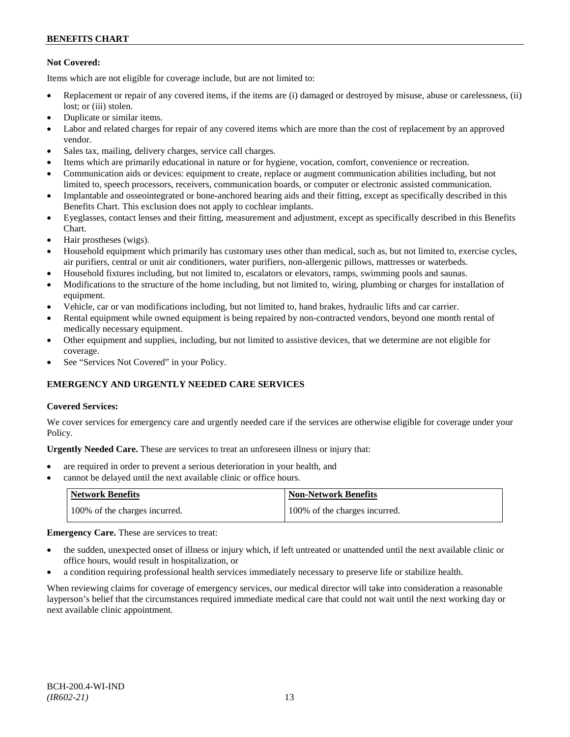**Not Covered:**

Items which are not eligible for coverage include, but are not limited to:

- Replacement or repair of any covered items, if the items are (i) damaged or destroyed by misuse, abuse or carelessness, (ii) lost; or (iii) stolen.
- Duplicate or similar items.
- Labor and related charges for repair of any covered items which are more than the cost of replacement by an approved vendor.
- Sales tax, mailing, delivery charges, service call charges.
- Items which are primarily educational in nature or for hygiene, vocation, comfort, convenience or recreation.
- Communication aids or devices: equipment to create, replace or augment communication abilities including, but not limited to, speech processors, receivers, communication boards, or computer or electronic assisted communication.
- Implantable and osseointegrated or bone-anchored hearing aids and their fitting, except as specifically described in this Benefits Chart. This exclusion does not apply to cochlear implants.
- Eyeglasses, contact lenses and their fitting, measurement and adjustment, except as specifically described in this Benefits Chart.
- Hair prostheses (wigs).
- Household equipment which primarily has customary uses other than medical, such as, but not limited to, exercise cycles, air purifiers, central or unit air conditioners, water purifiers, non-allergenic pillows, mattresses or waterbeds.
- Household fixtures including, but not limited to, escalators or elevators, ramps, swimming pools and saunas.
- Modifications to the structure of the home including, but not limited to, wiring, plumbing or charges for installation of equipment.
- Vehicle, car or van modifications including, but not limited to, hand brakes, hydraulic lifts and car carrier.
- Rental equipment while owned equipment is being repaired by non-contracted vendors, beyond one month rental of medically necessary equipment.
- Other equipment and supplies, including, but not limited to assistive devices, that we determine are not eligible for coverage.
- See "Services Not Covered" in your Policy.

## EMERGENCY AND URGENTLY NEEDED CARE SERVICES

**Covered Services:**

We cover services for emergency care and urgently needed care if the services are otherwise eligible for coverage under your Policy.

**Urgently Needed Care.** These are services to treat an unforeseen illness or injury that:

- are required in order to prevent a serious deterioration in your health, and
- cannot be delayed until the next available clinic or office hours.

| Network Benefits | Non-Network Benefits |
| --- | --- |
| 100% of the charges incurred. | 100% of the charges incurred. |

**Emergency Care.** These are services to treat:

- the sudden, unexpected onset of illness or injury which, if left untreated or unattended until the next available clinic or office hours, would result in hospitalization, or
- a condition requiring professional health services immediately necessary to preserve life or stabilize health.

When reviewing claims for coverage of emergency services, our medical director will take into consideration a reasonable layperson's belief that the circumstances required immediate medical care that could not wait until the next working day or next available clinic appointment.

BCH-200.4-WI-IND
*(IR602-21)*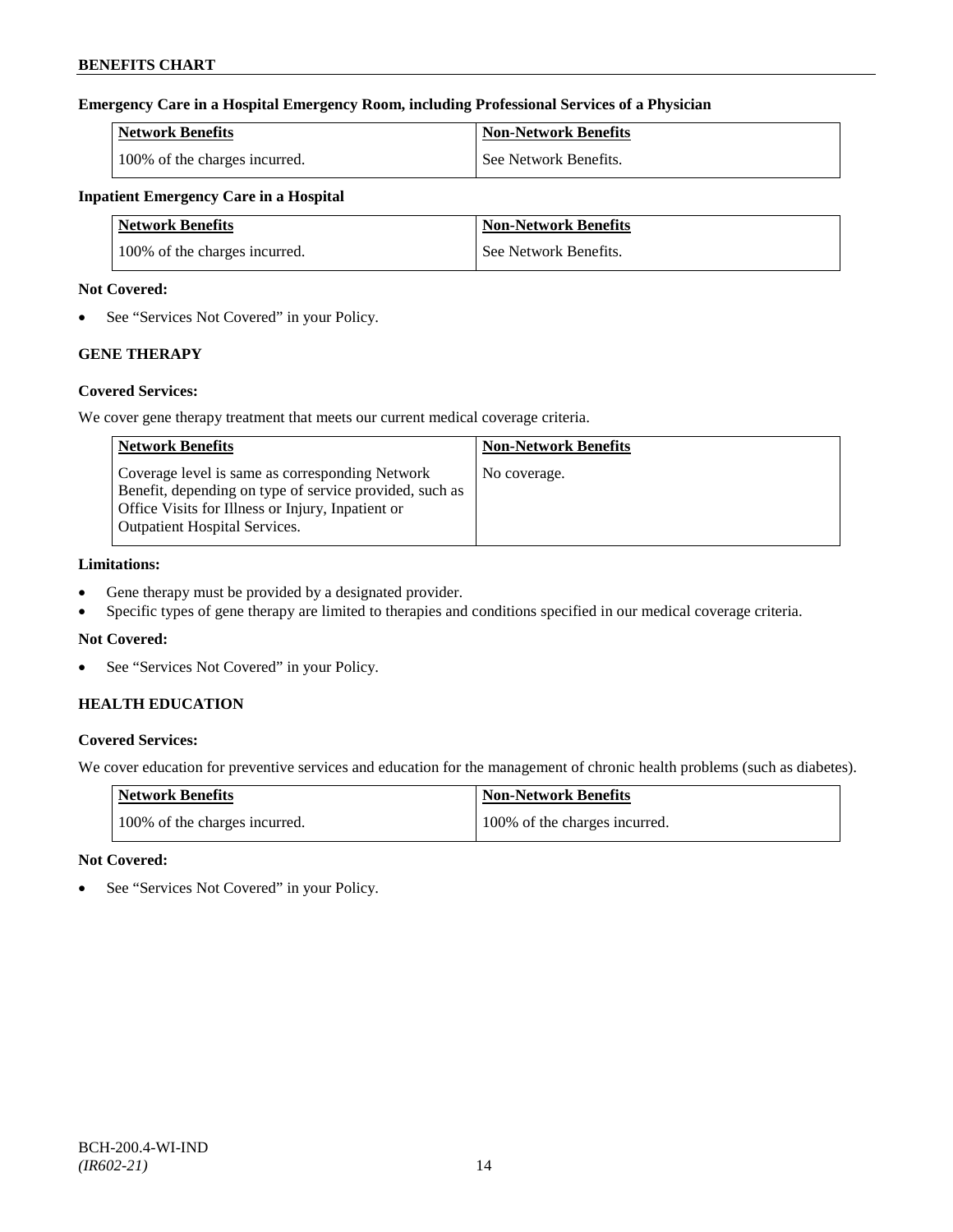**Emergency Care in a Hospital Emergency Room, including Professional Services of a Physician**

| Network Benefits | Non-Network Benefits |
| --- | --- |
| 100% of the charges incurred. | See Network Benefits. |

**Inpatient Emergency Care in a Hospital**

| Network Benefits | Non-Network Benefits |
| --- | --- |
| 100% of the charges incurred. | See Network Benefits. |

**Not Covered:**

- See "Services Not Covered" in your Policy.

### GENE THERAPY

**Covered Services:**

We cover gene therapy treatment that meets our current medical coverage criteria.

| Network Benefits | Non-Network Benefits |
| --- | --- |
| Coverage level is same as corresponding Network Benefit, depending on type of service provided, such as Office Visits for Illness or Injury, Inpatient or Outpatient Hospital Services. | No coverage. |

**Limitations:**

- Gene therapy must be provided by a designated provider.
- Specific types of gene therapy are limited to therapies and conditions specified in our medical coverage criteria.

**Not Covered:**

- See "Services Not Covered" in your Policy.

### HEALTH EDUCATION

**Covered Services:**

We cover education for preventive services and education for the management of chronic health problems (such as diabetes).

| Network Benefits | Non-Network Benefits |
| --- | --- |
| 100% of the charges incurred. | 100% of the charges incurred. |

**Not Covered:**

- See "Services Not Covered" in your Policy.

BCH-200.4-WI-IND
*(IR602-21)*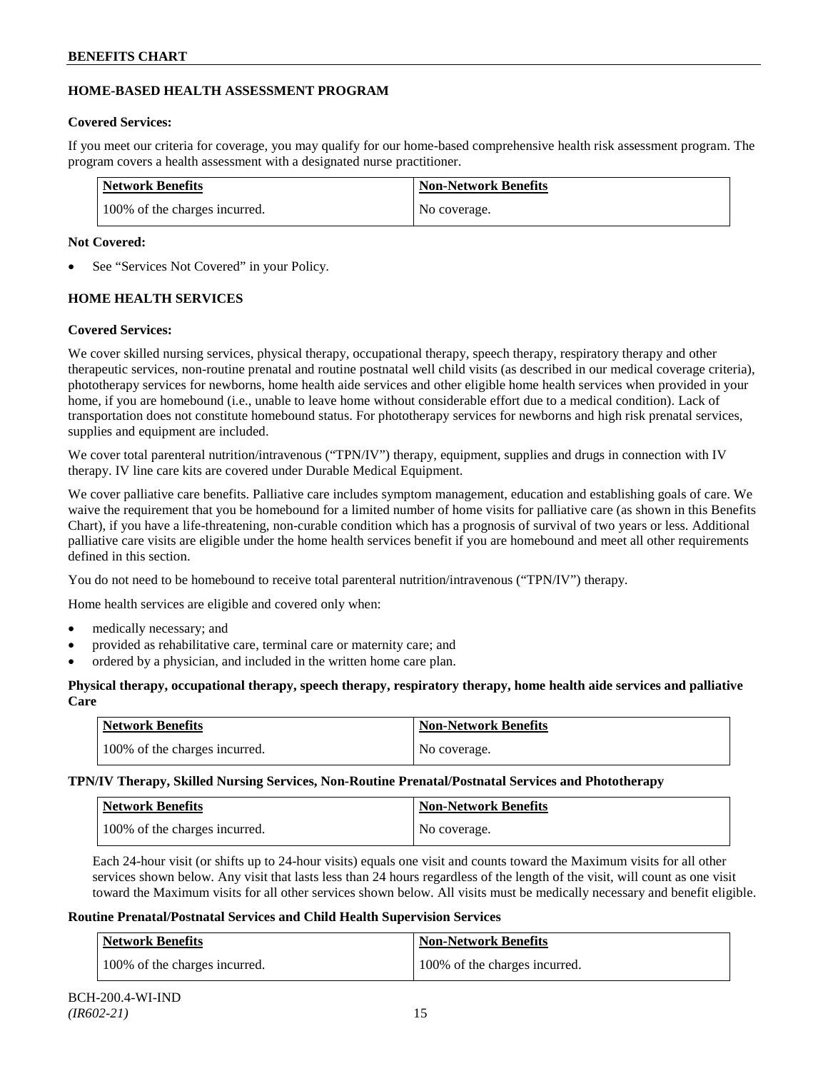## HOME-BASED HEALTH ASSESSMENT PROGRAM

**Covered Services:**

If you meet our criteria for coverage, you may qualify for our home-based comprehensive health risk assessment program. The program covers a health assessment with a designated nurse practitioner.

| Network Benefits | Non-Network Benefits |
|---|---|
| 100% of the charges incurred. | No coverage. |

**Not Covered:**

- See "Services Not Covered" in your Policy.

## HOME HEALTH SERVICES

**Covered Services:**

We cover skilled nursing services, physical therapy, occupational therapy, speech therapy, respiratory therapy and other therapeutic services, non-routine prenatal and routine postnatal well child visits (as described in our medical coverage criteria), phototherapy services for newborns, home health aide services and other eligible home health services when provided in your home, if you are homebound (i.e., unable to leave home without considerable effort due to a medical condition). Lack of transportation does not constitute homebound status. For phototherapy services for newborns and high risk prenatal services, supplies and equipment are included.

We cover total parenteral nutrition/intravenous ("TPN/IV") therapy, equipment, supplies and drugs in connection with IV therapy. IV line care kits are covered under Durable Medical Equipment.

We cover palliative care benefits. Palliative care includes symptom management, education and establishing goals of care. We waive the requirement that you be homebound for a limited number of home visits for palliative care (as shown in this Benefits Chart), if you have a life-threatening, non-curable condition which has a prognosis of survival of two years or less. Additional palliative care visits are eligible under the home health services benefit if you are homebound and meet all other requirements defined in this section.

You do not need to be homebound to receive total parenteral nutrition/intravenous ("TPN/IV") therapy.

Home health services are eligible and covered only when:

- medically necessary; and
- provided as rehabilitative care, terminal care or maternity care; and
- ordered by a physician, and included in the written home care plan.

**Physical therapy, occupational therapy, speech therapy, respiratory therapy, home health aide services and palliative Care**

| Network Benefits | Non-Network Benefits |
|---|---|
| 100% of the charges incurred. | No coverage. |

**TPN/IV Therapy, Skilled Nursing Services, Non-Routine Prenatal/Postnatal Services and Phototherapy**

| Network Benefits | Non-Network Benefits |
|---|---|
| 100% of the charges incurred. | No coverage. |

Each 24-hour visit (or shifts up to 24-hour visits) equals one visit and counts toward the Maximum visits for all other services shown below. Any visit that lasts less than 24 hours regardless of the length of the visit, will count as one visit toward the Maximum visits for all other services shown below. All visits must be medically necessary and benefit eligible.

**Routine Prenatal/Postnatal Services and Child Health Supervision Services**

| Network Benefits | Non-Network Benefits |
|---|---|
| 100% of the charges incurred. | 100% of the charges incurred. |

BCH-200.4-WI-IND
*(IR602-21)*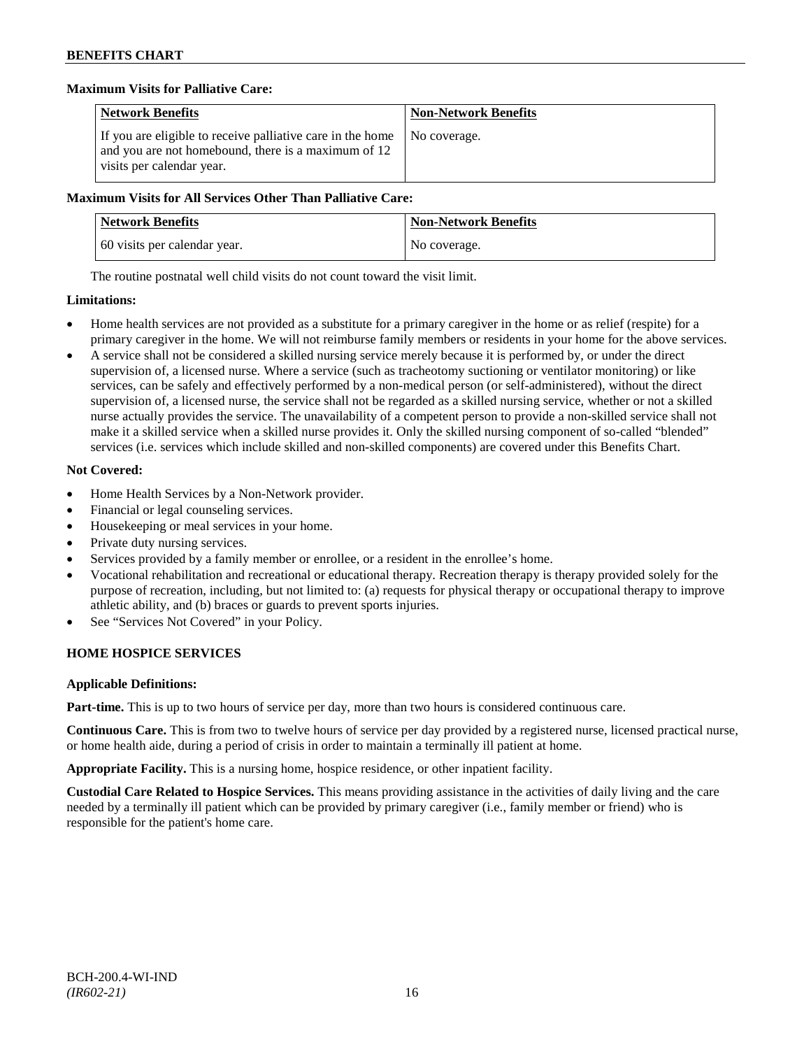**Maximum Visits for Palliative Care:**

| Network Benefits | Non-Network Benefits |
| --- | --- |
| If you are eligible to receive palliative care in the home and you are not homebound, there is a maximum of 12 visits per calendar year. | No coverage. |

**Maximum Visits for All Services Other Than Palliative Care:**

| Network Benefits | Non-Network Benefits |
| --- | --- |
| 60 visits per calendar year. | No coverage. |

The routine postnatal well child visits do not count toward the visit limit.

**Limitations:**

- Home health services are not provided as a substitute for a primary caregiver in the home or as relief (respite) for a primary caregiver in the home. We will not reimburse family members or residents in your home for the above services.
- A service shall not be considered a skilled nursing service merely because it is performed by, or under the direct supervision of, a licensed nurse. Where a service (such as tracheotomy suctioning or ventilator monitoring) or like services, can be safely and effectively performed by a non-medical person (or self-administered), without the direct supervision of, a licensed nurse, the service shall not be regarded as a skilled nursing service, whether or not a skilled nurse actually provides the service. The unavailability of a competent person to provide a non-skilled service shall not make it a skilled service when a skilled nurse provides it. Only the skilled nursing component of so-called "blended" services (i.e. services which include skilled and non-skilled components) are covered under this Benefits Chart.

**Not Covered:**

- Home Health Services by a Non-Network provider.
- Financial or legal counseling services.
- Housekeeping or meal services in your home.
- Private duty nursing services.
- Services provided by a family member or enrollee, or a resident in the enrollee's home.
- Vocational rehabilitation and recreational or educational therapy. Recreation therapy is therapy provided solely for the purpose of recreation, including, but not limited to: (a) requests for physical therapy or occupational therapy to improve athletic ability, and (b) braces or guards to prevent sports injuries.
- See "Services Not Covered" in your Policy.

## HOME HOSPICE SERVICES

**Applicable Definitions:**

**Part-time.** This is up to two hours of service per day, more than two hours is considered continuous care.

**Continuous Care.** This is from two to twelve hours of service per day provided by a registered nurse, licensed practical nurse, or home health aide, during a period of crisis in order to maintain a terminally ill patient at home.

**Appropriate Facility.** This is a nursing home, hospice residence, or other inpatient facility.

**Custodial Care Related to Hospice Services.** This means providing assistance in the activities of daily living and the care needed by a terminally ill patient which can be provided by primary caregiver (i.e., family member or friend) who is responsible for the patient's home care.

BCH-200.4-WI-IND
*(IR602-21)*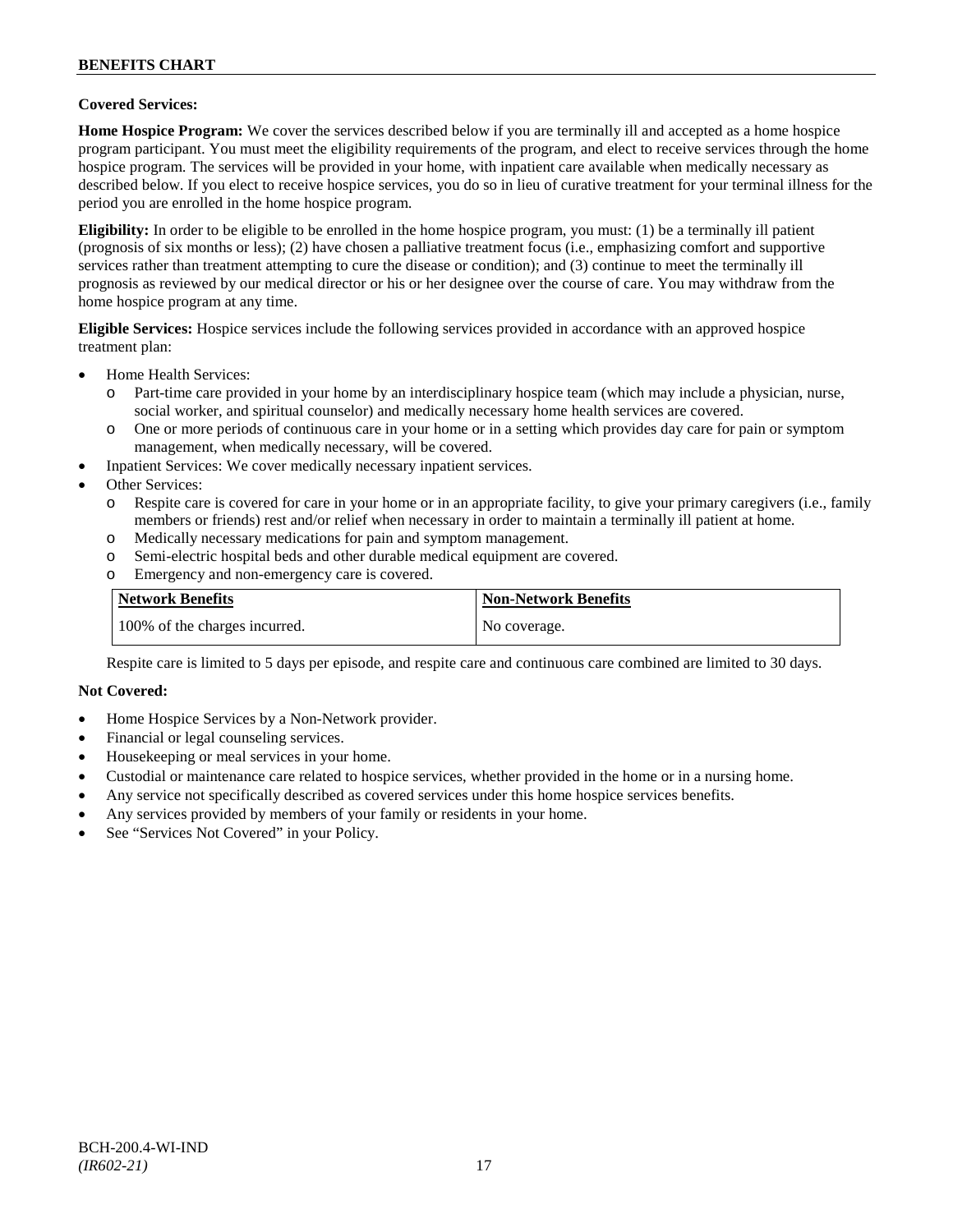**Covered Services:**

**Home Hospice Program:** We cover the services described below if you are terminally ill and accepted as a home hospice program participant. You must meet the eligibility requirements of the program, and elect to receive services through the home hospice program. The services will be provided in your home, with inpatient care available when medically necessary as described below. If you elect to receive hospice services, you do so in lieu of curative treatment for your terminal illness for the period you are enrolled in the home hospice program.

**Eligibility:** In order to be eligible to be enrolled in the home hospice program, you must: (1) be a terminally ill patient (prognosis of six months or less); (2) have chosen a palliative treatment focus (i.e., emphasizing comfort and supportive services rather than treatment attempting to cure the disease or condition); and (3) continue to meet the terminally ill prognosis as reviewed by our medical director or his or her designee over the course of care. You may withdraw from the home hospice program at any time.

**Eligible Services:** Hospice services include the following services provided in accordance with an approved hospice treatment plan:

- Home Health Services:
  - Part-time care provided in your home by an interdisciplinary hospice team (which may include a physician, nurse, social worker, and spiritual counselor) and medically necessary home health services are covered.
  - One or more periods of continuous care in your home or in a setting which provides day care for pain or symptom management, when medically necessary, will be covered.
- Inpatient Services: We cover medically necessary inpatient services.
- Other Services:
  - Respite care is covered for care in your home or in an appropriate facility, to give your primary caregivers (i.e., family members or friends) rest and/or relief when necessary in order to maintain a terminally ill patient at home.
  - Medically necessary medications for pain and symptom management.
  - Semi-electric hospital beds and other durable medical equipment are covered.
  - Emergency and non-emergency care is covered.

| Network Benefits | Non-Network Benefits |
|---|---|
| 100% of the charges incurred. | No coverage. |

Respite care is limited to 5 days per episode, and respite care and continuous care combined are limited to 30 days.

**Not Covered:**

- Home Hospice Services by a Non-Network provider.
- Financial or legal counseling services.
- Housekeeping or meal services in your home.
- Custodial or maintenance care related to hospice services, whether provided in the home or in a nursing home.
- Any service not specifically described as covered services under this home hospice services benefits.
- Any services provided by members of your family or residents in your home.
- See "Services Not Covered" in your Policy.

BCH-200.4-WI-IND
*(IR602-21)*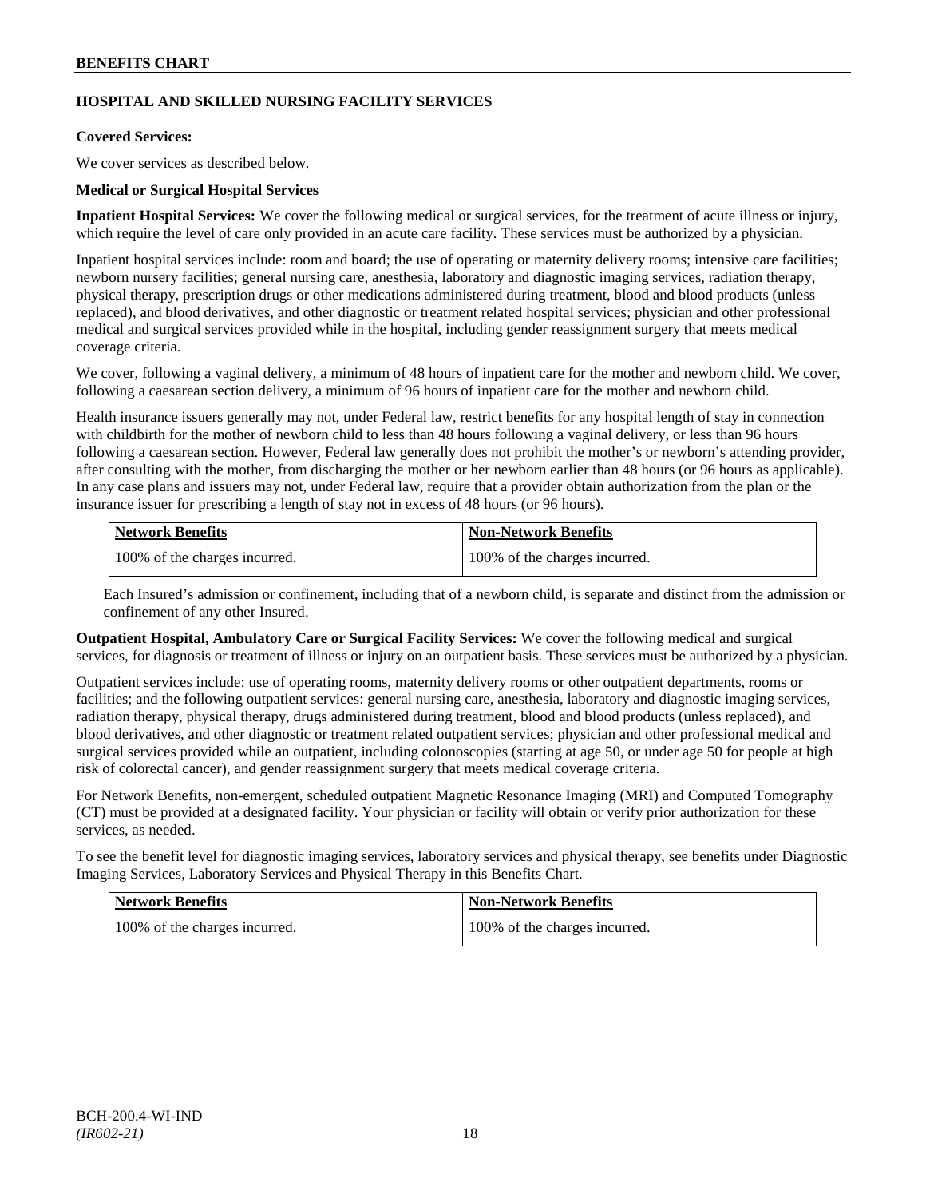## HOSPITAL AND SKILLED NURSING FACILITY SERVICES

**Covered Services:**

We cover services as described below.

**Medical or Surgical Hospital Services**

**Inpatient Hospital Services:** We cover the following medical or surgical services, for the treatment of acute illness or injury, which require the level of care only provided in an acute care facility. These services must be authorized by a physician.

Inpatient hospital services include: room and board; the use of operating or maternity delivery rooms; intensive care facilities; newborn nursery facilities; general nursing care, anesthesia, laboratory and diagnostic imaging services, radiation therapy, physical therapy, prescription drugs or other medications administered during treatment, blood and blood products (unless replaced), and blood derivatives, and other diagnostic or treatment related hospital services; physician and other professional medical and surgical services provided while in the hospital, including gender reassignment surgery that meets medical coverage criteria.

We cover, following a vaginal delivery, a minimum of 48 hours of inpatient care for the mother and newborn child. We cover, following a caesarean section delivery, a minimum of 96 hours of inpatient care for the mother and newborn child.

Health insurance issuers generally may not, under Federal law, restrict benefits for any hospital length of stay in connection with childbirth for the mother of newborn child to less than 48 hours following a vaginal delivery, or less than 96 hours following a caesarean section. However, Federal law generally does not prohibit the mother's or newborn's attending provider, after consulting with the mother, from discharging the mother or her newborn earlier than 48 hours (or 96 hours as applicable). In any case plans and issuers may not, under Federal law, require that a provider obtain authorization from the plan or the insurance issuer for prescribing a length of stay not in excess of 48 hours (or 96 hours).

| Network Benefits | Non-Network Benefits |
|---|---|
| 100% of the charges incurred. | 100% of the charges incurred. |

Each Insured's admission or confinement, including that of a newborn child, is separate and distinct from the admission or confinement of any other Insured.

**Outpatient Hospital, Ambulatory Care or Surgical Facility Services:** We cover the following medical and surgical services, for diagnosis or treatment of illness or injury on an outpatient basis. These services must be authorized by a physician.

Outpatient services include: use of operating rooms, maternity delivery rooms or other outpatient departments, rooms or facilities; and the following outpatient services: general nursing care, anesthesia, laboratory and diagnostic imaging services, radiation therapy, physical therapy, drugs administered during treatment, blood and blood products (unless replaced), and blood derivatives, and other diagnostic or treatment related outpatient services; physician and other professional medical and surgical services provided while an outpatient, including colonoscopies (starting at age 50, or under age 50 for people at high risk of colorectal cancer), and gender reassignment surgery that meets medical coverage criteria.

For Network Benefits, non-emergent, scheduled outpatient Magnetic Resonance Imaging (MRI) and Computed Tomography (CT) must be provided at a designated facility. Your physician or facility will obtain or verify prior authorization for these services, as needed.

To see the benefit level for diagnostic imaging services, laboratory services and physical therapy, see benefits under Diagnostic Imaging Services, Laboratory Services and Physical Therapy in this Benefits Chart.

| Network Benefits | Non-Network Benefits |
|---|---|
| 100% of the charges incurred. | 100% of the charges incurred. |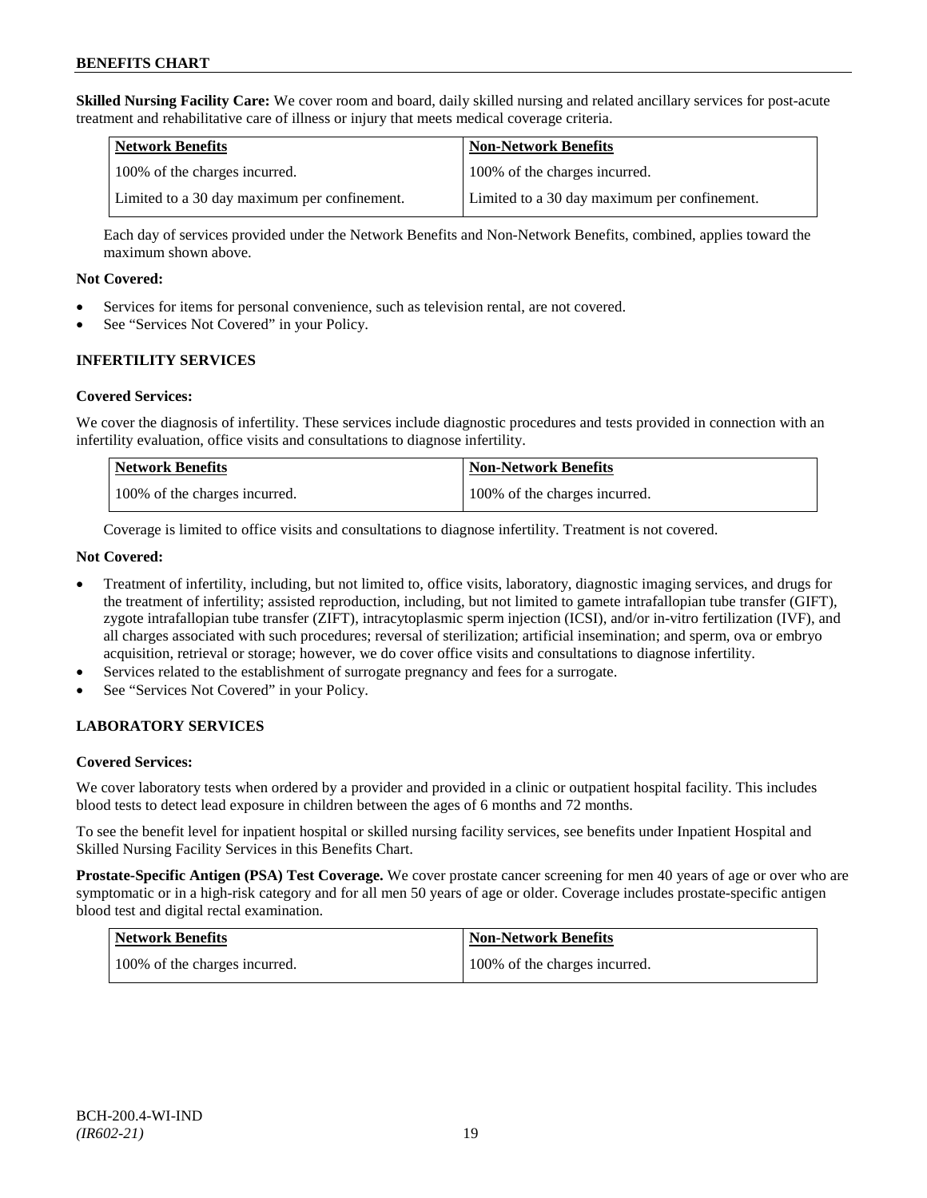**Skilled Nursing Facility Care:** We cover room and board, daily skilled nursing and related ancillary services for post-acute treatment and rehabilitative care of illness or injury that meets medical coverage criteria.

| Network Benefits | Non-Network Benefits |
|---|---|
| 100% of the charges incurred. | 100% of the charges incurred. |
| Limited to a 30 day maximum per confinement. | Limited to a 30 day maximum per confinement. |

Each day of services provided under the Network Benefits and Non-Network Benefits, combined, applies toward the maximum shown above.

**Not Covered:**

- Services for items for personal convenience, such as television rental, are not covered.
- See "Services Not Covered" in your Policy.

## INFERTILITY SERVICES

**Covered Services:**

We cover the diagnosis of infertility. These services include diagnostic procedures and tests provided in connection with an infertility evaluation, office visits and consultations to diagnose infertility.

| Network Benefits | Non-Network Benefits |
|---|---|
| 100% of the charges incurred. | 100% of the charges incurred. |

Coverage is limited to office visits and consultations to diagnose infertility. Treatment is not covered.

**Not Covered:**

- Treatment of infertility, including, but not limited to, office visits, laboratory, diagnostic imaging services, and drugs for the treatment of infertility; assisted reproduction, including, but not limited to gamete intrafallopian tube transfer (GIFT), zygote intrafallopian tube transfer (ZIFT), intracytoplasmic sperm injection (ICSI), and/or in-vitro fertilization (IVF), and all charges associated with such procedures; reversal of sterilization; artificial insemination; and sperm, ova or embryo acquisition, retrieval or storage; however, we do cover office visits and consultations to diagnose infertility.
- Services related to the establishment of surrogate pregnancy and fees for a surrogate.
- See "Services Not Covered" in your Policy.

## LABORATORY SERVICES

**Covered Services:**

We cover laboratory tests when ordered by a provider and provided in a clinic or outpatient hospital facility. This includes blood tests to detect lead exposure in children between the ages of 6 months and 72 months.

To see the benefit level for inpatient hospital or skilled nursing facility services, see benefits under Inpatient Hospital and Skilled Nursing Facility Services in this Benefits Chart.

**Prostate-Specific Antigen (PSA) Test Coverage.** We cover prostate cancer screening for men 40 years of age or over who are symptomatic or in a high-risk category and for all men 50 years of age or older. Coverage includes prostate-specific antigen blood test and digital rectal examination.

| Network Benefits | Non-Network Benefits |
|---|---|
| 100% of the charges incurred. | 100% of the charges incurred. |

BCH-200.4-WI-IND
*(IR602-21)*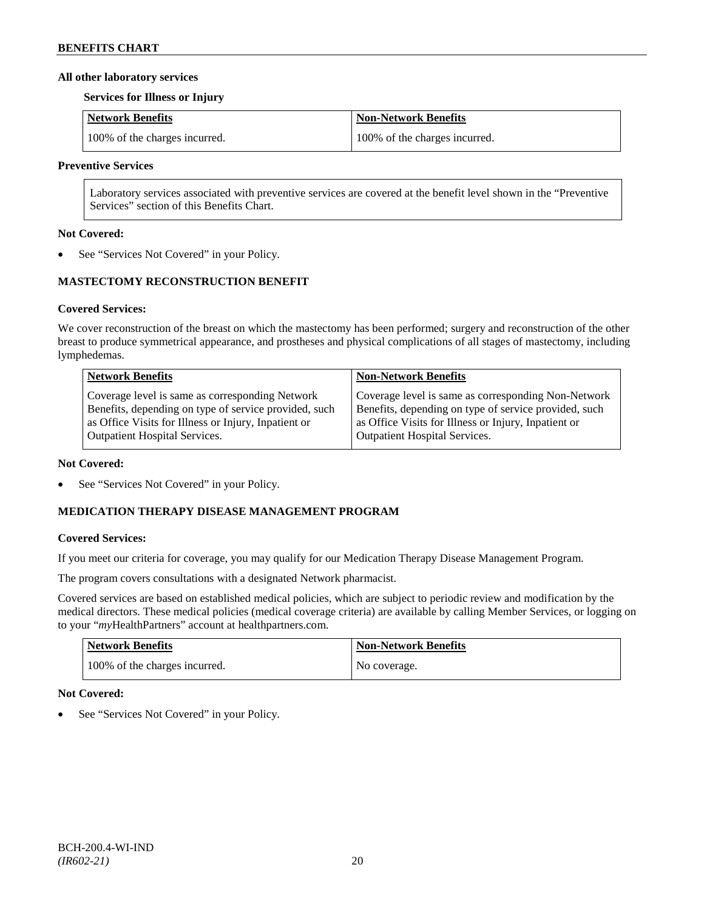**All other laboratory services**

**Services for Illness or Injury**

| Network Benefits | Non-Network Benefits |
|---|---|
| 100% of the charges incurred. | 100% of the charges incurred. |

**Preventive Services**

| Laboratory services associated with preventive services are covered at the benefit level shown in the "Preventive Services" section of this Benefits Chart. |
|---|

**Not Covered:**

- See "Services Not Covered" in your Policy.

### MASTECTOMY RECONSTRUCTION BENEFIT

**Covered Services:**

We cover reconstruction of the breast on which the mastectomy has been performed; surgery and reconstruction of the other breast to produce symmetrical appearance, and prostheses and physical complications of all stages of mastectomy, including lymphedemas.

| Network Benefits | Non-Network Benefits |
|---|---|
| Coverage level is same as corresponding Network Benefits, depending on type of service provided, such as Office Visits for Illness or Injury, Inpatient or Outpatient Hospital Services. | Coverage level is same as corresponding Non-Network Benefits, depending on type of service provided, such as Office Visits for Illness or Injury, Inpatient or Outpatient Hospital Services. |

**Not Covered:**

- See "Services Not Covered" in your Policy.

### MEDICATION THERAPY DISEASE MANAGEMENT PROGRAM

**Covered Services:**

If you meet our criteria for coverage, you may qualify for our Medication Therapy Disease Management Program.

The program covers consultations with a designated Network pharmacist.

Covered services are based on established medical policies, which are subject to periodic review and modification by the medical directors. These medical policies (medical coverage criteria) are available by calling Member Services, or logging on to your "*my*HealthPartners" account at healthpartners.com.

| Network Benefits | Non-Network Benefits |
|---|---|
| 100% of the charges incurred. | No coverage. |

**Not Covered:**

- See "Services Not Covered" in your Policy.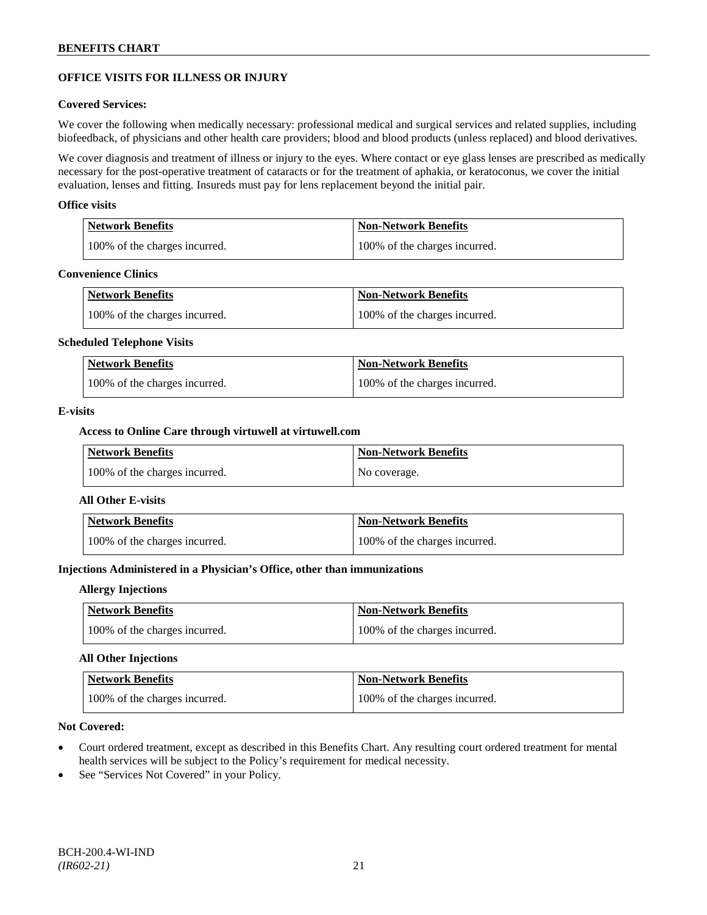## OFFICE VISITS FOR ILLNESS OR INJURY

**Covered Services:**

We cover the following when medically necessary: professional medical and surgical services and related supplies, including biofeedback, of physicians and other health care providers; blood and blood products (unless replaced) and blood derivatives.

We cover diagnosis and treatment of illness or injury to the eyes. Where contact or eye glass lenses are prescribed as medically necessary for the post-operative treatment of cataracts or for the treatment of aphakia, or keratoconus, we cover the initial evaluation, lenses and fitting. Insureds must pay for lens replacement beyond the initial pair.

**Office visits**

| Network Benefits | Non-Network Benefits |
|---|---|
| 100% of the charges incurred. | 100% of the charges incurred. |

**Convenience Clinics**

| Network Benefits | Non-Network Benefits |
|---|---|
| 100% of the charges incurred. | 100% of the charges incurred. |

**Scheduled Telephone Visits**

| Network Benefits | Non-Network Benefits |
|---|---|
| 100% of the charges incurred. | 100% of the charges incurred. |

**E-visits**

**Access to Online Care through virtuwell at virtuwell.com**

| Network Benefits | Non-Network Benefits |
|---|---|
| 100% of the charges incurred. | No coverage. |

**All Other E-visits**

| Network Benefits | Non-Network Benefits |
|---|---|
| 100% of the charges incurred. | 100% of the charges incurred. |

**Injections Administered in a Physician's Office, other than immunizations**

**Allergy Injections**

| Network Benefits | Non-Network Benefits |
|---|---|
| 100% of the charges incurred. | 100% of the charges incurred. |

**All Other Injections**

| Network Benefits | Non-Network Benefits |
|---|---|
| 100% of the charges incurred. | 100% of the charges incurred. |

**Not Covered:**

- Court ordered treatment, except as described in this Benefits Chart. Any resulting court ordered treatment for mental health services will be subject to the Policy's requirement for medical necessity.
- See "Services Not Covered" in your Policy.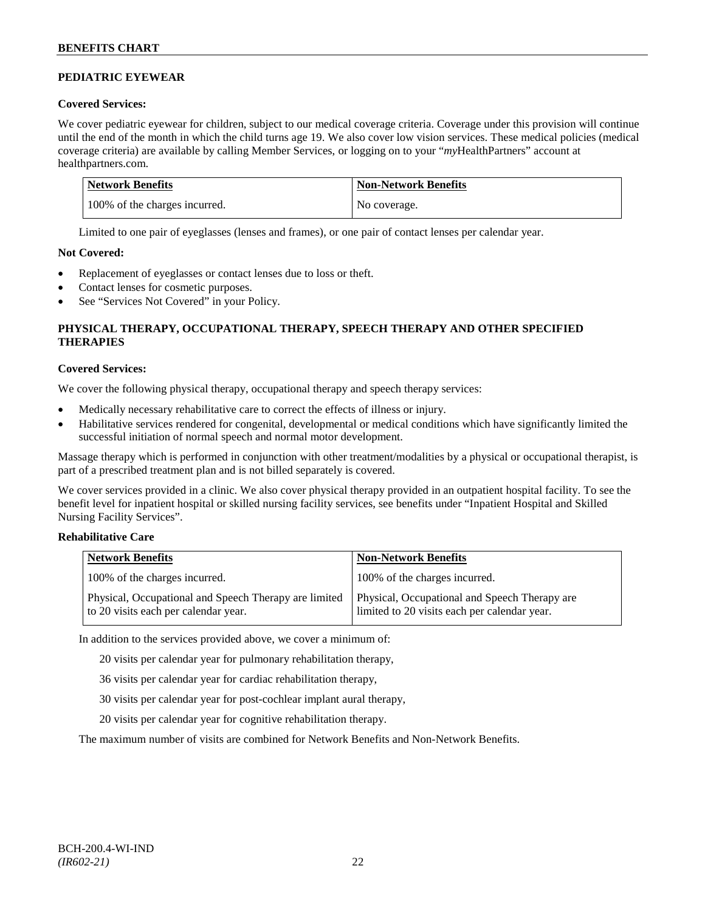## PEDIATRIC EYEWEAR

**Covered Services:**

We cover pediatric eyewear for children, subject to our medical coverage criteria. Coverage under this provision will continue until the end of the month in which the child turns age 19. We also cover low vision services. These medical policies (medical coverage criteria) are available by calling Member Services, or logging on to your "*my*HealthPartners" account at healthpartners.com.

| Network Benefits | Non-Network Benefits |
|---|---|
| 100% of the charges incurred. | No coverage. |

Limited to one pair of eyeglasses (lenses and frames), or one pair of contact lenses per calendar year.

**Not Covered:**

- Replacement of eyeglasses or contact lenses due to loss or theft.
- Contact lenses for cosmetic purposes.
- See "Services Not Covered" in your Policy.

## PHYSICAL THERAPY, OCCUPATIONAL THERAPY, SPEECH THERAPY AND OTHER SPECIFIED THERAPIES

**Covered Services:**

We cover the following physical therapy, occupational therapy and speech therapy services:

- Medically necessary rehabilitative care to correct the effects of illness or injury.
- Habilitative services rendered for congenital, developmental or medical conditions which have significantly limited the successful initiation of normal speech and normal motor development.

Massage therapy which is performed in conjunction with other treatment/modalities by a physical or occupational therapist, is part of a prescribed treatment plan and is not billed separately is covered.

We cover services provided in a clinic. We also cover physical therapy provided in an outpatient hospital facility. To see the benefit level for inpatient hospital or skilled nursing facility services, see benefits under "Inpatient Hospital and Skilled Nursing Facility Services".

**Rehabilitative Care**

| Network Benefits | Non-Network Benefits |
|---|---|
| 100% of the charges incurred. | 100% of the charges incurred. |
| Physical, Occupational and Speech Therapy are limited to 20 visits each per calendar year. | Physical, Occupational and Speech Therapy are limited to 20 visits each per calendar year. |

In addition to the services provided above, we cover a minimum of:

20 visits per calendar year for pulmonary rehabilitation therapy,

36 visits per calendar year for cardiac rehabilitation therapy,

30 visits per calendar year for post-cochlear implant aural therapy,

20 visits per calendar year for cognitive rehabilitation therapy.

The maximum number of visits are combined for Network Benefits and Non-Network Benefits.

BCH-200.4-WI-IND
*(IR602-21)*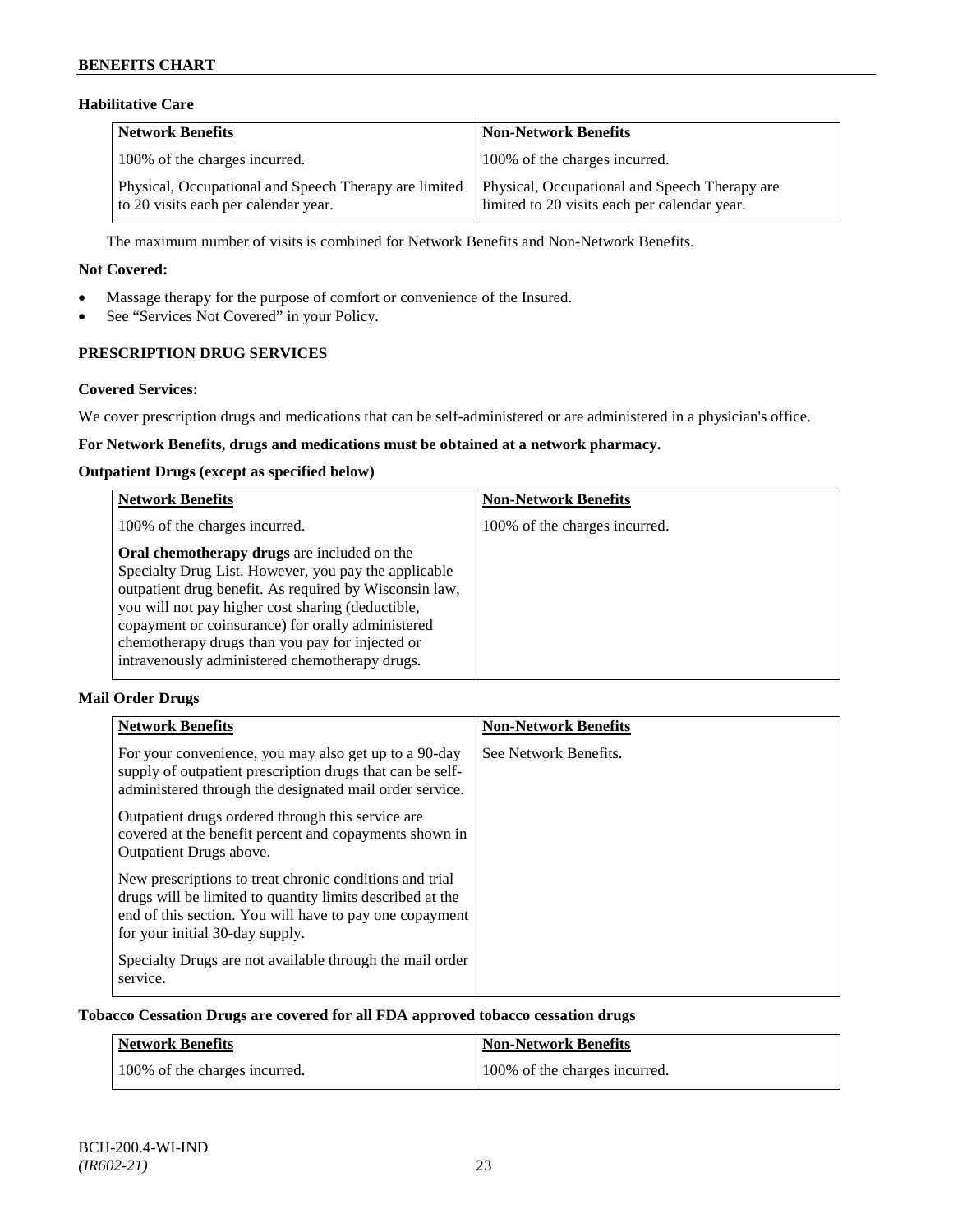### Habilitative Care

| Network Benefits | Non-Network Benefits |
|---|---|
| 100% of the charges incurred. | 100% of the charges incurred. |
| Physical, Occupational and Speech Therapy are limited to 20 visits each per calendar year. | Physical, Occupational and Speech Therapy are limited to 20 visits each per calendar year. |

The maximum number of visits is combined for Network Benefits and Non-Network Benefits.

**Not Covered:**

- Massage therapy for the purpose of comfort or convenience of the Insured.
- See "Services Not Covered" in your Policy.

## PRESCRIPTION DRUG SERVICES

**Covered Services:**

We cover prescription drugs and medications that can be self-administered or are administered in a physician's office.

**For Network Benefits, drugs and medications must be obtained at a network pharmacy.**

**Outpatient Drugs (except as specified below)**

| Network Benefits | Non-Network Benefits |
|---|---|
| 100% of the charges incurred. | 100% of the charges incurred. |
| **Oral chemotherapy drugs** are included on the Specialty Drug List. However, you pay the applicable outpatient drug benefit. As required by Wisconsin law, you will not pay higher cost sharing (deductible, copayment or coinsurance) for orally administered chemotherapy drugs than you pay for injected or intravenously administered chemotherapy drugs. | |

**Mail Order Drugs**

| Network Benefits | Non-Network Benefits |
|---|---|
| For your convenience, you may also get up to a 90-day supply of outpatient prescription drugs that can be self-administered through the designated mail order service. | See Network Benefits. |
| Outpatient drugs ordered through this service are covered at the benefit percent and copayments shown in Outpatient Drugs above. | |
| New prescriptions to treat chronic conditions and trial drugs will be limited to quantity limits described at the end of this section. You will have to pay one copayment for your initial 30-day supply. | |
| Specialty Drugs are not available through the mail order service. | |

**Tobacco Cessation Drugs are covered for all FDA approved tobacco cessation drugs**

| Network Benefits | Non-Network Benefits |
|---|---|
| 100% of the charges incurred. | 100% of the charges incurred. |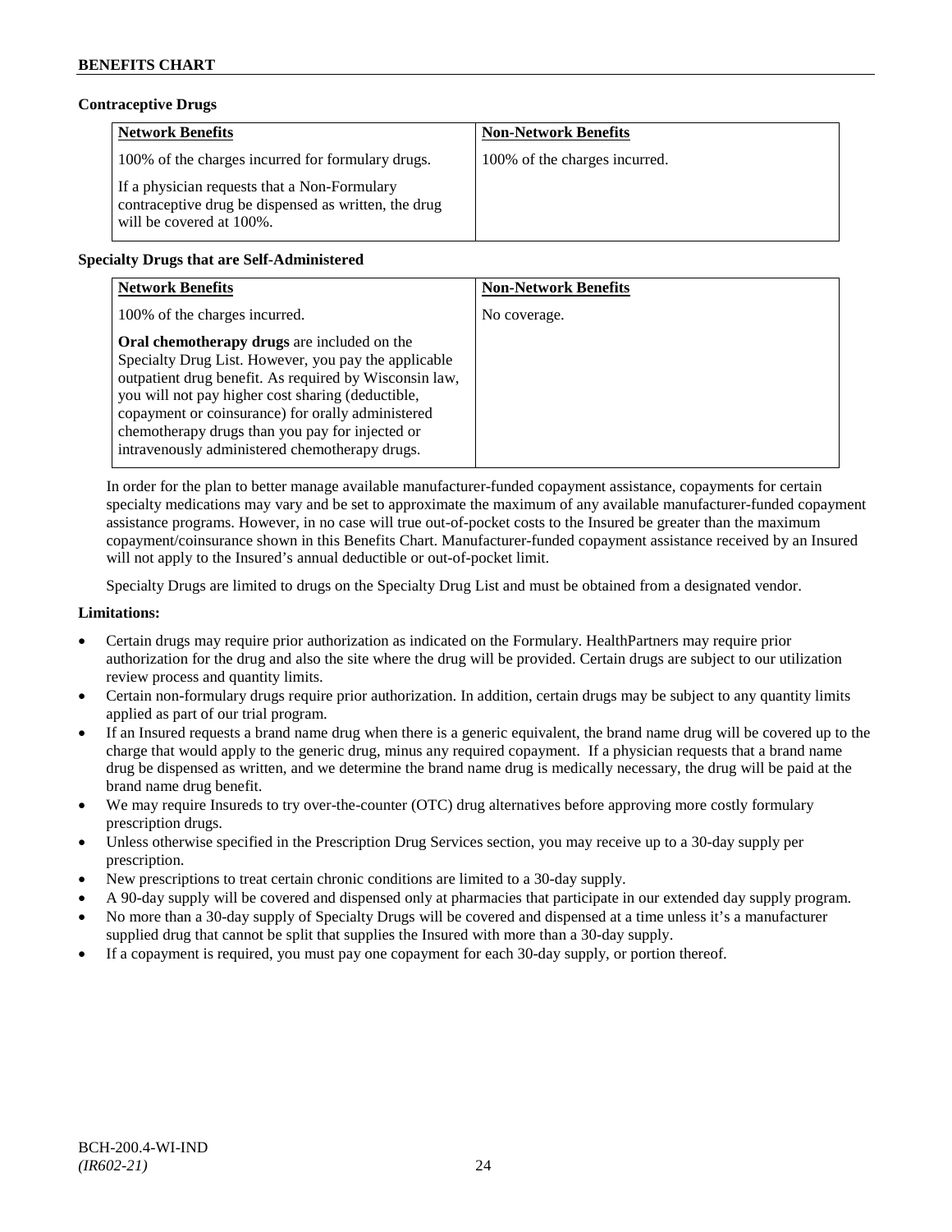### Contraceptive Drugs

| Network Benefits | Non-Network Benefits |
|---|---|
| 100% of the charges incurred for formulary drugs.<br><br>If a physician requests that a Non-Formulary contraceptive drug be dispensed as written, the drug will be covered at 100%. | 100% of the charges incurred. |

### Specialty Drugs that are Self-Administered

| Network Benefits | Non-Network Benefits |
|---|---|
| 100% of the charges incurred.<br><br>**Oral chemotherapy drugs** are included on the Specialty Drug List. However, you pay the applicable outpatient drug benefit. As required by Wisconsin law, you will not pay higher cost sharing (deductible, copayment or coinsurance) for orally administered chemotherapy drugs than you pay for injected or intravenously administered chemotherapy drugs. | No coverage. |

In order for the plan to better manage available manufacturer-funded copayment assistance, copayments for certain specialty medications may vary and be set to approximate the maximum of any available manufacturer-funded copayment assistance programs. However, in no case will true out-of-pocket costs to the Insured be greater than the maximum copayment/coinsurance shown in this Benefits Chart. Manufacturer-funded copayment assistance received by an Insured will not apply to the Insured's annual deductible or out-of-pocket limit.

Specialty Drugs are limited to drugs on the Specialty Drug List and must be obtained from a designated vendor.

**Limitations:**

- Certain drugs may require prior authorization as indicated on the Formulary. HealthPartners may require prior authorization for the drug and also the site where the drug will be provided. Certain drugs are subject to our utilization review process and quantity limits.
- Certain non-formulary drugs require prior authorization. In addition, certain drugs may be subject to any quantity limits applied as part of our trial program.
- If an Insured requests a brand name drug when there is a generic equivalent, the brand name drug will be covered up to the charge that would apply to the generic drug, minus any required copayment. If a physician requests that a brand name drug be dispensed as written, and we determine the brand name drug is medically necessary, the drug will be paid at the brand name drug benefit.
- We may require Insureds to try over-the-counter (OTC) drug alternatives before approving more costly formulary prescription drugs.
- Unless otherwise specified in the Prescription Drug Services section, you may receive up to a 30-day supply per prescription.
- New prescriptions to treat certain chronic conditions are limited to a 30-day supply.
- A 90-day supply will be covered and dispensed only at pharmacies that participate in our extended day supply program.
- No more than a 30-day supply of Specialty Drugs will be covered and dispensed at a time unless it's a manufacturer supplied drug that cannot be split that supplies the Insured with more than a 30-day supply.
- If a copayment is required, you must pay one copayment for each 30-day supply, or portion thereof.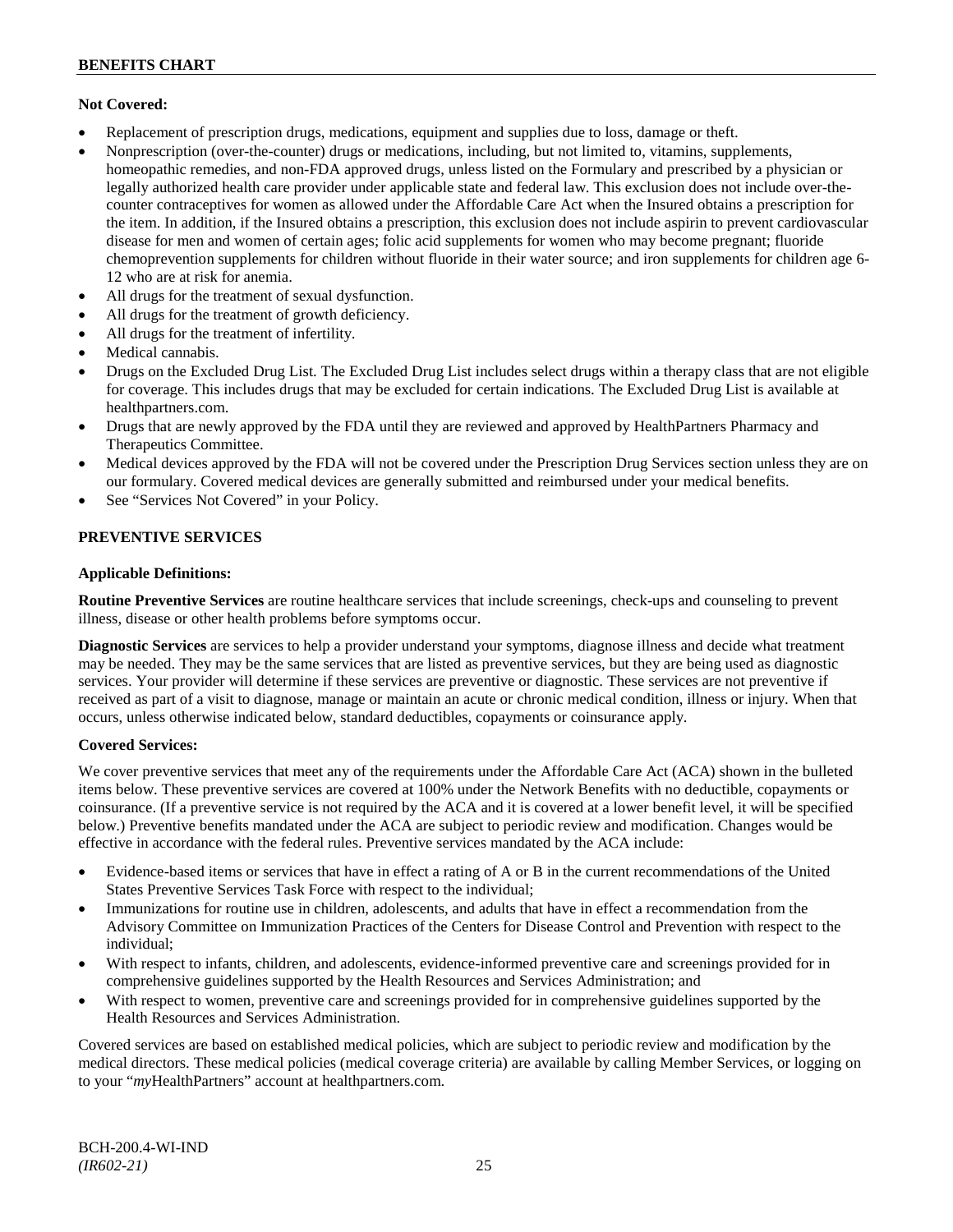**Not Covered:**

- Replacement of prescription drugs, medications, equipment and supplies due to loss, damage or theft.
- Nonprescription (over-the-counter) drugs or medications, including, but not limited to, vitamins, supplements, homeopathic remedies, and non-FDA approved drugs, unless listed on the Formulary and prescribed by a physician or legally authorized health care provider under applicable state and federal law. This exclusion does not include over-the-counter contraceptives for women as allowed under the Affordable Care Act when the Insured obtains a prescription for the item. In addition, if the Insured obtains a prescription, this exclusion does not include aspirin to prevent cardiovascular disease for men and women of certain ages; folic acid supplements for women who may become pregnant; fluoride chemoprevention supplements for children without fluoride in their water source; and iron supplements for children age 6-12 who are at risk for anemia.
- All drugs for the treatment of sexual dysfunction.
- All drugs for the treatment of growth deficiency.
- All drugs for the treatment of infertility.
- Medical cannabis.
- Drugs on the Excluded Drug List. The Excluded Drug List includes select drugs within a therapy class that are not eligible for coverage. This includes drugs that may be excluded for certain indications. The Excluded Drug List is available at healthpartners.com.
- Drugs that are newly approved by the FDA until they are reviewed and approved by HealthPartners Pharmacy and Therapeutics Committee.
- Medical devices approved by the FDA will not be covered under the Prescription Drug Services section unless they are on our formulary. Covered medical devices are generally submitted and reimbursed under your medical benefits.
- See "Services Not Covered" in your Policy.

## PREVENTIVE SERVICES

**Applicable Definitions:**

**Routine Preventive Services** are routine healthcare services that include screenings, check-ups and counseling to prevent illness, disease or other health problems before symptoms occur.

**Diagnostic Services** are services to help a provider understand your symptoms, diagnose illness and decide what treatment may be needed. They may be the same services that are listed as preventive services, but they are being used as diagnostic services. Your provider will determine if these services are preventive or diagnostic. These services are not preventive if received as part of a visit to diagnose, manage or maintain an acute or chronic medical condition, illness or injury. When that occurs, unless otherwise indicated below, standard deductibles, copayments or coinsurance apply.

**Covered Services:**

We cover preventive services that meet any of the requirements under the Affordable Care Act (ACA) shown in the bulleted items below. These preventive services are covered at 100% under the Network Benefits with no deductible, copayments or coinsurance. (If a preventive service is not required by the ACA and it is covered at a lower benefit level, it will be specified below.) Preventive benefits mandated under the ACA are subject to periodic review and modification. Changes would be effective in accordance with the federal rules. Preventive services mandated by the ACA include:

- Evidence-based items or services that have in effect a rating of A or B in the current recommendations of the United States Preventive Services Task Force with respect to the individual;
- Immunizations for routine use in children, adolescents, and adults that have in effect a recommendation from the Advisory Committee on Immunization Practices of the Centers for Disease Control and Prevention with respect to the individual;
- With respect to infants, children, and adolescents, evidence-informed preventive care and screenings provided for in comprehensive guidelines supported by the Health Resources and Services Administration; and
- With respect to women, preventive care and screenings provided for in comprehensive guidelines supported by the Health Resources and Services Administration.

Covered services are based on established medical policies, which are subject to periodic review and modification by the medical directors. These medical policies (medical coverage criteria) are available by calling Member Services, or logging on to your "*my*HealthPartners" account at healthpartners.com.

BCH-200.4-WI-IND
*(IR602-21)*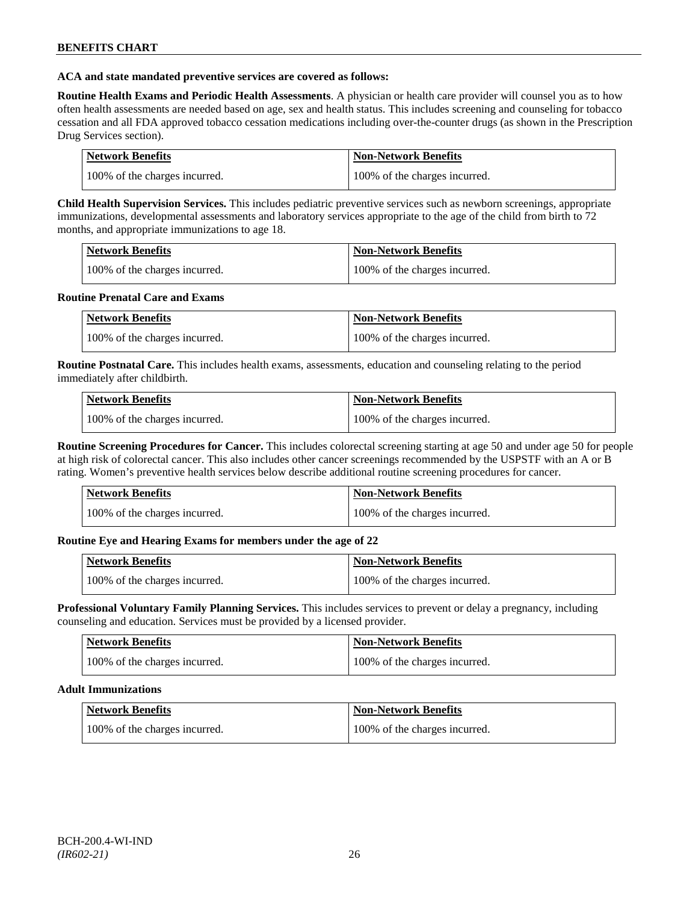**ACA and state mandated preventive services are covered as follows:**

**Routine Health Exams and Periodic Health Assessments**. A physician or health care provider will counsel you as to how often health assessments are needed based on age, sex and health status. This includes screening and counseling for tobacco cessation and all FDA approved tobacco cessation medications including over-the-counter drugs (as shown in the Prescription Drug Services section).

| Network Benefits | Non-Network Benefits |
|---|---|
| 100% of the charges incurred. | 100% of the charges incurred. |

**Child Health Supervision Services.** This includes pediatric preventive services such as newborn screenings, appropriate immunizations, developmental assessments and laboratory services appropriate to the age of the child from birth to 72 months, and appropriate immunizations to age 18.

| Network Benefits | Non-Network Benefits |
|---|---|
| 100% of the charges incurred. | 100% of the charges incurred. |

**Routine Prenatal Care and Exams**

| Network Benefits | Non-Network Benefits |
|---|---|
| 100% of the charges incurred. | 100% of the charges incurred. |

**Routine Postnatal Care.** This includes health exams, assessments, education and counseling relating to the period immediately after childbirth.

| Network Benefits | Non-Network Benefits |
|---|---|
| 100% of the charges incurred. | 100% of the charges incurred. |

**Routine Screening Procedures for Cancer.** This includes colorectal screening starting at age 50 and under age 50 for people at high risk of colorectal cancer. This also includes other cancer screenings recommended by the USPSTF with an A or B rating. Women's preventive health services below describe additional routine screening procedures for cancer.

| Network Benefits | Non-Network Benefits |
|---|---|
| 100% of the charges incurred. | 100% of the charges incurred. |

**Routine Eye and Hearing Exams for members under the age of 22**

| Network Benefits | Non-Network Benefits |
|---|---|
| 100% of the charges incurred. | 100% of the charges incurred. |

**Professional Voluntary Family Planning Services.** This includes services to prevent or delay a pregnancy, including counseling and education. Services must be provided by a licensed provider.

| Network Benefits | Non-Network Benefits |
|---|---|
| 100% of the charges incurred. | 100% of the charges incurred. |

**Adult Immunizations**

| Network Benefits | Non-Network Benefits |
|---|---|
| 100% of the charges incurred. | 100% of the charges incurred. |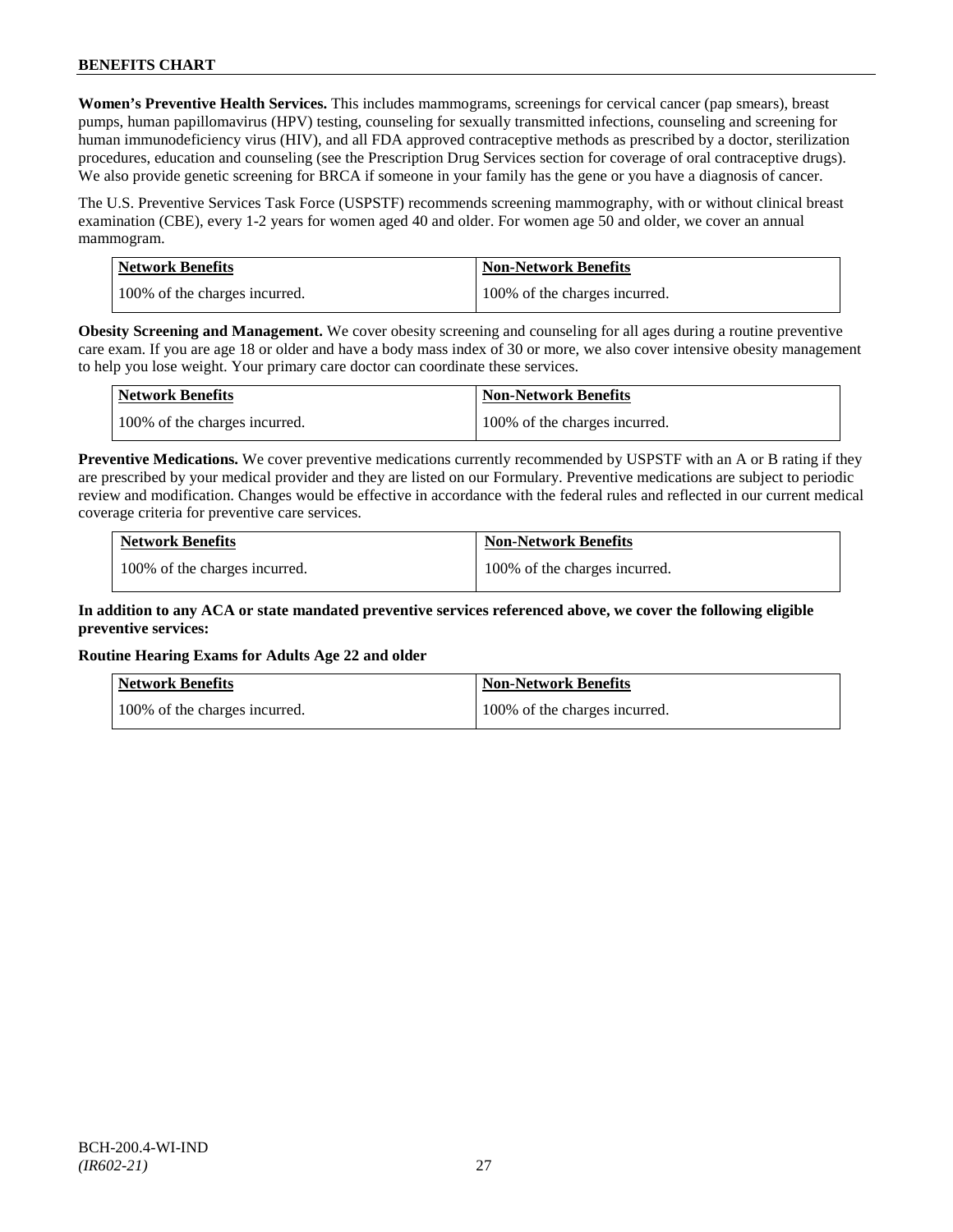**Women's Preventive Health Services.** This includes mammograms, screenings for cervical cancer (pap smears), breast pumps, human papillomavirus (HPV) testing, counseling for sexually transmitted infections, counseling and screening for human immunodeficiency virus (HIV), and all FDA approved contraceptive methods as prescribed by a doctor, sterilization procedures, education and counseling (see the Prescription Drug Services section for coverage of oral contraceptive drugs). We also provide genetic screening for BRCA if someone in your family has the gene or you have a diagnosis of cancer.

The U.S. Preventive Services Task Force (USPSTF) recommends screening mammography, with or without clinical breast examination (CBE), every 1-2 years for women aged 40 and older. For women age 50 and older, we cover an annual mammogram.

| Network Benefits | Non-Network Benefits |
|---|---|
| 100% of the charges incurred. | 100% of the charges incurred. |

**Obesity Screening and Management.** We cover obesity screening and counseling for all ages during a routine preventive care exam. If you are age 18 or older and have a body mass index of 30 or more, we also cover intensive obesity management to help you lose weight. Your primary care doctor can coordinate these services.

| Network Benefits | Non-Network Benefits |
|---|---|
| 100% of the charges incurred. | 100% of the charges incurred. |

**Preventive Medications.** We cover preventive medications currently recommended by USPSTF with an A or B rating if they are prescribed by your medical provider and they are listed on our Formulary. Preventive medications are subject to periodic review and modification. Changes would be effective in accordance with the federal rules and reflected in our current medical coverage criteria for preventive care services.

| Network Benefits | Non-Network Benefits |
|---|---|
| 100% of the charges incurred. | 100% of the charges incurred. |

**In addition to any ACA or state mandated preventive services referenced above, we cover the following eligible preventive services:**

**Routine Hearing Exams for Adults Age 22 and older**

| Network Benefits | Non-Network Benefits |
|---|---|
| 100% of the charges incurred. | 100% of the charges incurred. |

BCH-200.4-WI-IND
*(IR602-21)*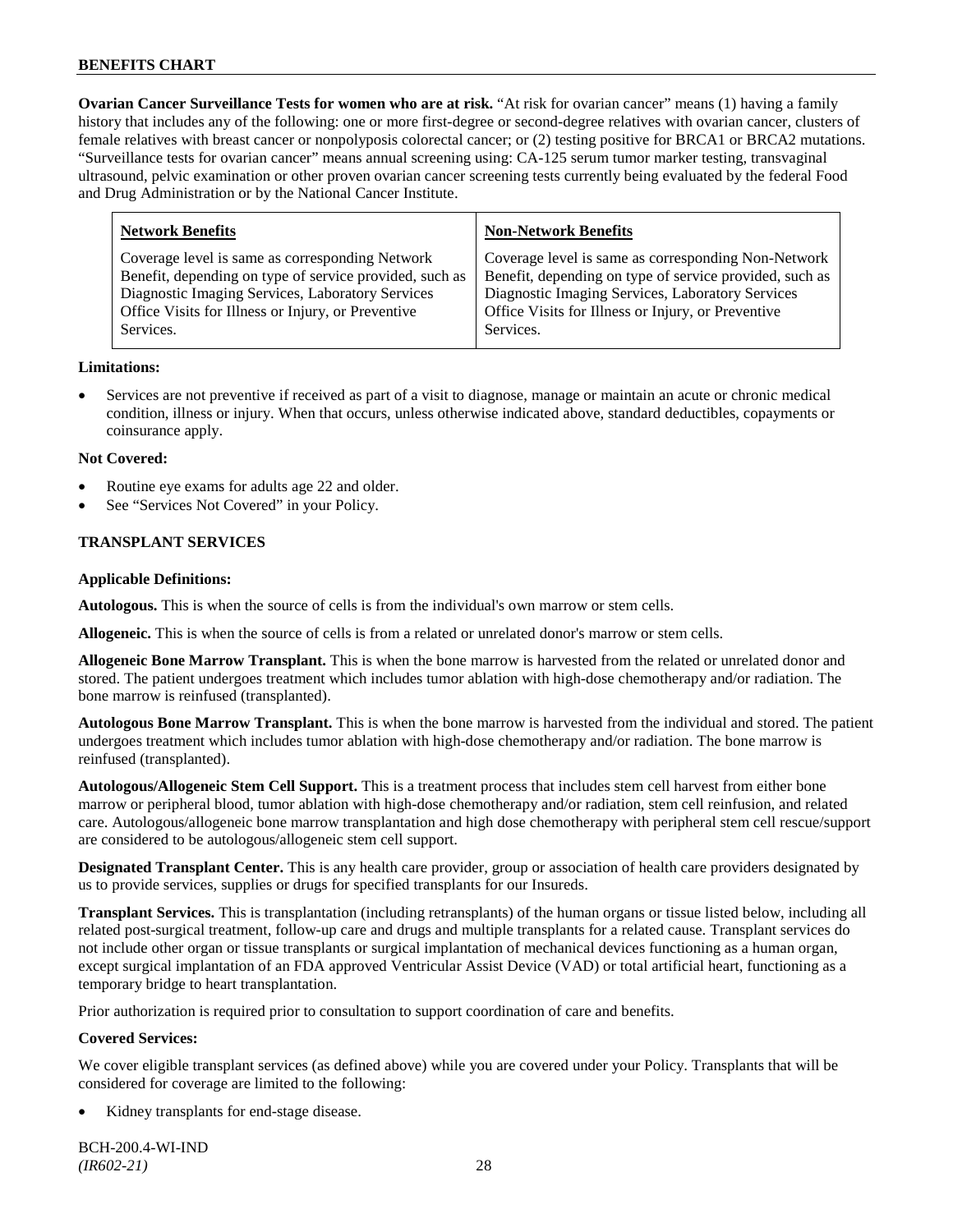**Ovarian Cancer Surveillance Tests for women who are at risk.** "At risk for ovarian cancer" means (1) having a family history that includes any of the following: one or more first-degree or second-degree relatives with ovarian cancer, clusters of female relatives with breast cancer or nonpolyposis colorectal cancer; or (2) testing positive for BRCA1 or BRCA2 mutations. "Surveillance tests for ovarian cancer" means annual screening using: CA-125 serum tumor marker testing, transvaginal ultrasound, pelvic examination or other proven ovarian cancer screening tests currently being evaluated by the federal Food and Drug Administration or by the National Cancer Institute.

| Network Benefits | Non-Network Benefits |
|---|---|
| Coverage level is same as corresponding Network Benefit, depending on type of service provided, such as Diagnostic Imaging Services, Laboratory Services Office Visits for Illness or Injury, or Preventive Services. | Coverage level is same as corresponding Non-Network Benefit, depending on type of service provided, such as Diagnostic Imaging Services, Laboratory Services Office Visits for Illness or Injury, or Preventive Services. |

**Limitations:**

- Services are not preventive if received as part of a visit to diagnose, manage or maintain an acute or chronic medical condition, illness or injury. When that occurs, unless otherwise indicated above, standard deductibles, copayments or coinsurance apply.

**Not Covered:**

- Routine eye exams for adults age 22 and older.
- See "Services Not Covered" in your Policy.

## TRANSPLANT SERVICES

**Applicable Definitions:**

**Autologous.** This is when the source of cells is from the individual's own marrow or stem cells.

**Allogeneic.** This is when the source of cells is from a related or unrelated donor's marrow or stem cells.

**Allogeneic Bone Marrow Transplant.** This is when the bone marrow is harvested from the related or unrelated donor and stored. The patient undergoes treatment which includes tumor ablation with high-dose chemotherapy and/or radiation. The bone marrow is reinfused (transplanted).

**Autologous Bone Marrow Transplant.** This is when the bone marrow is harvested from the individual and stored. The patient undergoes treatment which includes tumor ablation with high-dose chemotherapy and/or radiation. The bone marrow is reinfused (transplanted).

**Autologous/Allogeneic Stem Cell Support.** This is a treatment process that includes stem cell harvest from either bone marrow or peripheral blood, tumor ablation with high-dose chemotherapy and/or radiation, stem cell reinfusion, and related care. Autologous/allogeneic bone marrow transplantation and high dose chemotherapy with peripheral stem cell rescue/support are considered to be autologous/allogeneic stem cell support.

**Designated Transplant Center.** This is any health care provider, group or association of health care providers designated by us to provide services, supplies or drugs for specified transplants for our Insureds.

**Transplant Services.** This is transplantation (including retransplants) of the human organs or tissue listed below, including all related post-surgical treatment, follow-up care and drugs and multiple transplants for a related cause. Transplant services do not include other organ or tissue transplants or surgical implantation of mechanical devices functioning as a human organ, except surgical implantation of an FDA approved Ventricular Assist Device (VAD) or total artificial heart, functioning as a temporary bridge to heart transplantation.

Prior authorization is required prior to consultation to support coordination of care and benefits.

**Covered Services:**

We cover eligible transplant services (as defined above) while you are covered under your Policy. Transplants that will be considered for coverage are limited to the following:

- Kidney transplants for end-stage disease.

BCH-200.4-WI-IND
*(IR602-21)*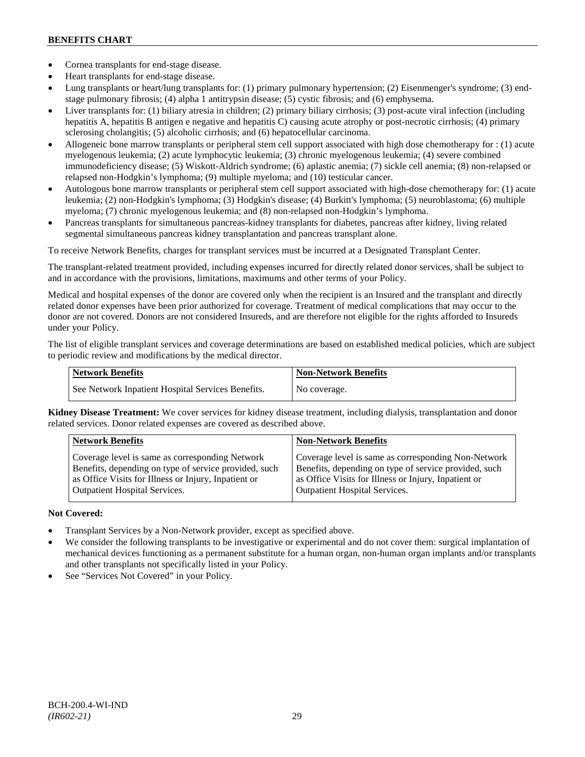- Cornea transplants for end-stage disease.
- Heart transplants for end-stage disease.
- Lung transplants or heart/lung transplants for: (1) primary pulmonary hypertension; (2) Eisenmenger's syndrome; (3) end-stage pulmonary fibrosis; (4) alpha 1 antitrypsin disease; (5) cystic fibrosis; and (6) emphysema.
- Liver transplants for: (1) biliary atresia in children; (2) primary biliary cirrhosis; (3) post-acute viral infection (including hepatitis A, hepatitis B antigen e negative and hepatitis C) causing acute atrophy or post-necrotic cirrhosis; (4) primary sclerosing cholangitis; (5) alcoholic cirrhosis; and (6) hepatocellular carcinoma.
- Allogeneic bone marrow transplants or peripheral stem cell support associated with high dose chemotherapy for : (1) acute myelogenous leukemia; (2) acute lymphocytic leukemia; (3) chronic myelogenous leukemia; (4) severe combined immunodeficiency disease; (5) Wiskott-Aldrich syndrome; (6) aplastic anemia; (7) sickle cell anemia; (8) non-relapsed or relapsed non-Hodgkin's lymphoma; (9) multiple myeloma; and (10) testicular cancer.
- Autologous bone marrow transplants or peripheral stem cell support associated with high-dose chemotherapy for: (1) acute leukemia; (2) non-Hodgkin's lymphoma; (3) Hodgkin's disease; (4) Burkitt's lymphoma; (5) neuroblastoma; (6) multiple myeloma; (7) chronic myelogenous leukemia; and (8) non-relapsed non-Hodgkin's lymphoma.
- Pancreas transplants for simultaneous pancreas-kidney transplants for diabetes, pancreas after kidney, living related segmental simultaneous pancreas kidney transplantation and pancreas transplant alone.

To receive Network Benefits, charges for transplant services must be incurred at a Designated Transplant Center.

The transplant-related treatment provided, including expenses incurred for directly related donor services, shall be subject to and in accordance with the provisions, limitations, maximums and other terms of your Policy.

Medical and hospital expenses of the donor are covered only when the recipient is an Insured and the transplant and directly related donor expenses have been prior authorized for coverage. Treatment of medical complications that may occur to the donor are not covered. Donors are not considered Insureds, and are therefore not eligible for the rights afforded to Insureds under your Policy.

The list of eligible transplant services and coverage determinations are based on established medical policies, which are subject to periodic review and modifications by the medical director.

| Network Benefits | Non-Network Benefits |
| --- | --- |
| See Network Inpatient Hospital Services Benefits. | No coverage. |

**Kidney Disease Treatment:** We cover services for kidney disease treatment, including dialysis, transplantation and donor related services. Donor related expenses are covered as described above.

| Network Benefits | Non-Network Benefits |
| --- | --- |
| Coverage level is same as corresponding Network Benefits, depending on type of service provided, such as Office Visits for Illness or Injury, Inpatient or Outpatient Hospital Services. | Coverage level is same as corresponding Non-Network Benefits, depending on type of service provided, such as Office Visits for Illness or Injury, Inpatient or Outpatient Hospital Services. |

**Not Covered:**

- Transplant Services by a Non-Network provider, except as specified above.
- We consider the following transplants to be investigative or experimental and do not cover them: surgical implantation of mechanical devices functioning as a permanent substitute for a human organ, non-human organ implants and/or transplants and other transplants not specifically listed in your Policy.
- See "Services Not Covered" in your Policy.